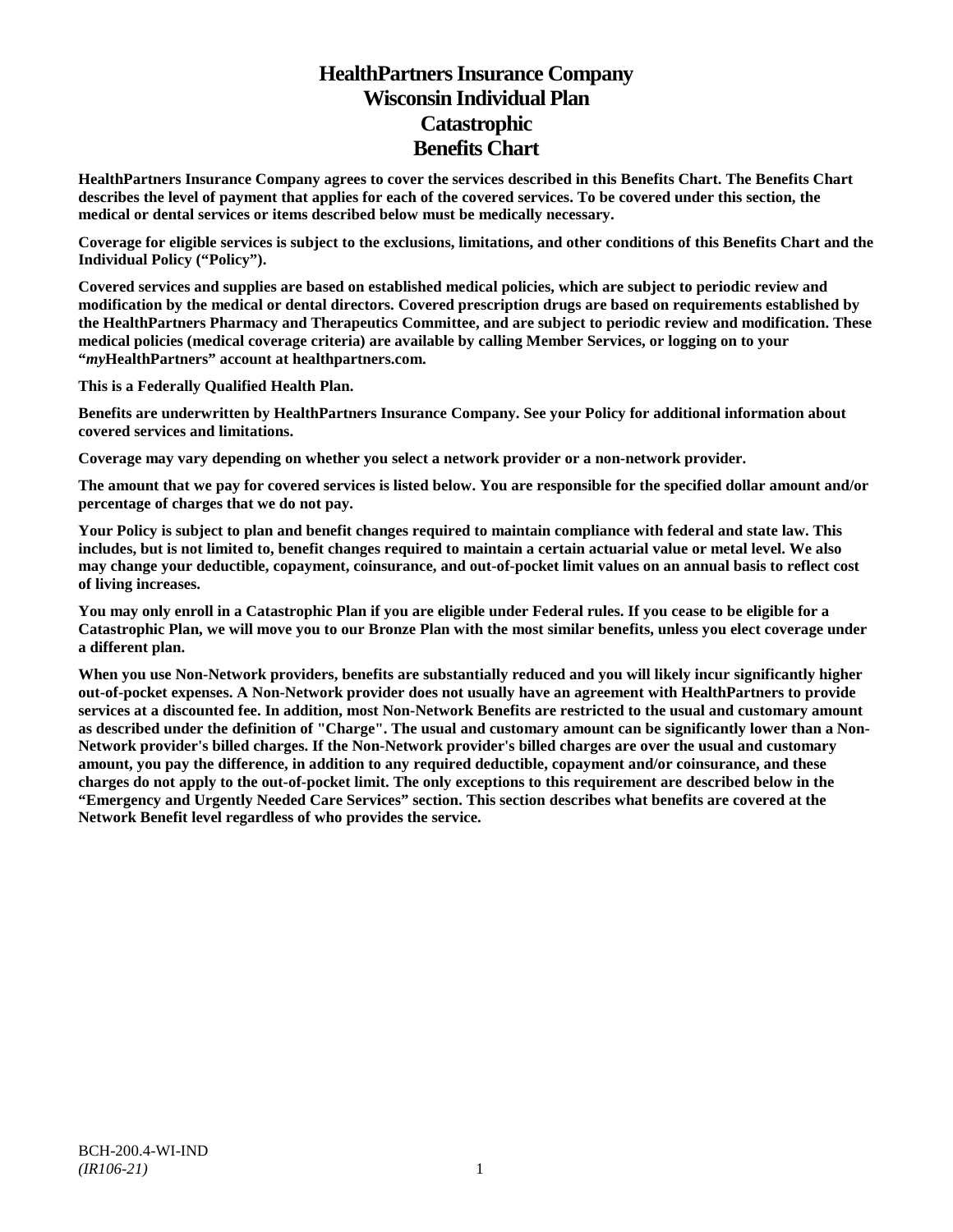# HealthPartners Insurance Company
# Wisconsin Individual Plan
# Catastrophic
# Benefits Chart

**HealthPartners Insurance Company agrees to cover the services described in this Benefits Chart. The Benefits Chart describes the level of payment that applies for each of the covered services. To be covered under this section, the medical or dental services or items described below must be medically necessary.**

**Coverage for eligible services is subject to the exclusions, limitations, and other conditions of this Benefits Chart and the Individual Policy ("Policy").**

**Covered services and supplies are based on established medical policies, which are subject to periodic review and modification by the medical or dental directors. Covered prescription drugs are based on requirements established by the HealthPartners Pharmacy and Therapeutics Committee, and are subject to periodic review and modification. These medical policies (medical coverage criteria) are available by calling Member Services, or logging on to your "*my*HealthPartners" account at healthpartners.com.**

**This is a Federally Qualified Health Plan.**

**Benefits are underwritten by HealthPartners Insurance Company. See your Policy for additional information about covered services and limitations.**

**Coverage may vary depending on whether you select a network provider or a non-network provider.**

**The amount that we pay for covered services is listed below. You are responsible for the specified dollar amount and/or percentage of charges that we do not pay.**

**Your Policy is subject to plan and benefit changes required to maintain compliance with federal and state law. This includes, but is not limited to, benefit changes required to maintain a certain actuarial value or metal level. We also may change your deductible, copayment, coinsurance, and out-of-pocket limit values on an annual basis to reflect cost of living increases.**

**You may only enroll in a Catastrophic Plan if you are eligible under Federal rules. If you cease to be eligible for a Catastrophic Plan, we will move you to our Bronze Plan with the most similar benefits, unless you elect coverage under a different plan.**

**When you use Non-Network providers, benefits are substantially reduced and you will likely incur significantly higher out-of-pocket expenses. A Non-Network provider does not usually have an agreement with HealthPartners to provide services at a discounted fee. In addition, most Non-Network Benefits are restricted to the usual and customary amount as described under the definition of "Charge". The usual and customary amount can be significantly lower than a Non-Network provider's billed charges. If the Non-Network provider's billed charges are over the usual and customary amount, you pay the difference, in addition to any required deductible, copayment and/or coinsurance, and these charges do not apply to the out-of-pocket limit. The only exceptions to this requirement are described below in the "Emergency and Urgently Needed Care Services" section. This section describes what benefits are covered at the Network Benefit level regardless of who provides the service.**

BCH-200.4-WI-IND
*(IR106-21)*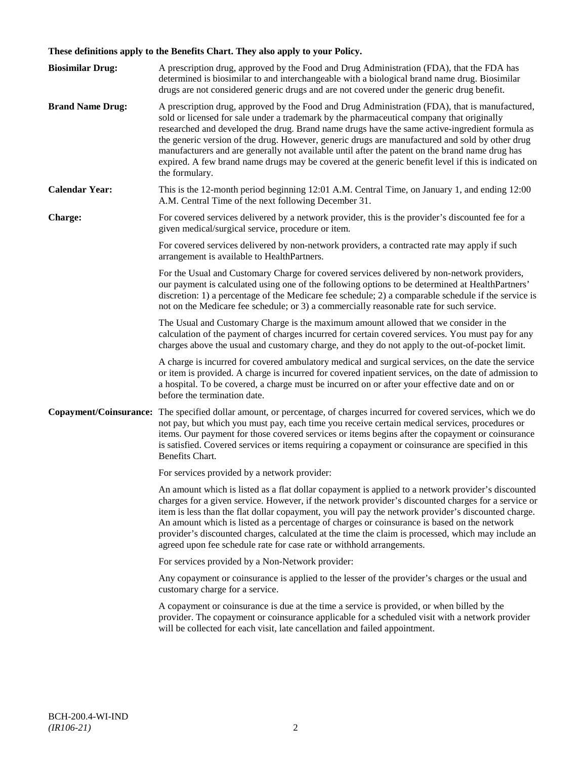**These definitions apply to the Benefits Chart. They also apply to your Policy.**

**Biosimilar Drug:** A prescription drug, approved by the Food and Drug Administration (FDA), that the FDA has determined is biosimilar to and interchangeable with a biological brand name drug. Biosimilar drugs are not considered generic drugs and are not covered under the generic drug benefit.

**Brand Name Drug:** A prescription drug, approved by the Food and Drug Administration (FDA), that is manufactured, sold or licensed for sale under a trademark by the pharmaceutical company that originally researched and developed the drug. Brand name drugs have the same active-ingredient formula as the generic version of the drug. However, generic drugs are manufactured and sold by other drug manufacturers and are generally not available until after the patent on the brand name drug has expired. A few brand name drugs may be covered at the generic benefit level if this is indicated on the formulary.

**Calendar Year:** This is the 12-month period beginning 12:01 A.M. Central Time, on January 1, and ending 12:00 A.M. Central Time of the next following December 31.

**Charge:** For covered services delivered by a network provider, this is the provider's discounted fee for a given medical/surgical service, procedure or item.

For covered services delivered by non-network providers, a contracted rate may apply if such arrangement is available to HealthPartners.

For the Usual and Customary Charge for covered services delivered by non-network providers, our payment is calculated using one of the following options to be determined at HealthPartners' discretion: 1) a percentage of the Medicare fee schedule; 2) a comparable schedule if the service is not on the Medicare fee schedule; or 3) a commercially reasonable rate for such service.

The Usual and Customary Charge is the maximum amount allowed that we consider in the calculation of the payment of charges incurred for certain covered services. You must pay for any charges above the usual and customary charge, and they do not apply to the out-of-pocket limit.

A charge is incurred for covered ambulatory medical and surgical services, on the date the service or item is provided. A charge is incurred for covered inpatient services, on the date of admission to a hospital. To be covered, a charge must be incurred on or after your effective date and on or before the termination date.

**Copayment/Coinsurance:** The specified dollar amount, or percentage, of charges incurred for covered services, which we do not pay, but which you must pay, each time you receive certain medical services, procedures or items. Our payment for those covered services or items begins after the copayment or coinsurance is satisfied. Covered services or items requiring a copayment or coinsurance are specified in this Benefits Chart.

For services provided by a network provider:

An amount which is listed as a flat dollar copayment is applied to a network provider's discounted charges for a given service. However, if the network provider's discounted charges for a service or item is less than the flat dollar copayment, you will pay the network provider's discounted charge. An amount which is listed as a percentage of charges or coinsurance is based on the network provider's discounted charges, calculated at the time the claim is processed, which may include an agreed upon fee schedule rate for case rate or withhold arrangements.

For services provided by a Non-Network provider:

Any copayment or coinsurance is applied to the lesser of the provider's charges or the usual and customary charge for a service.

A copayment or coinsurance is due at the time a service is provided, or when billed by the provider. The copayment or coinsurance applicable for a scheduled visit with a network provider will be collected for each visit, late cancellation and failed appointment.

BCH-200.4-WI-IND
*(IR106-21)*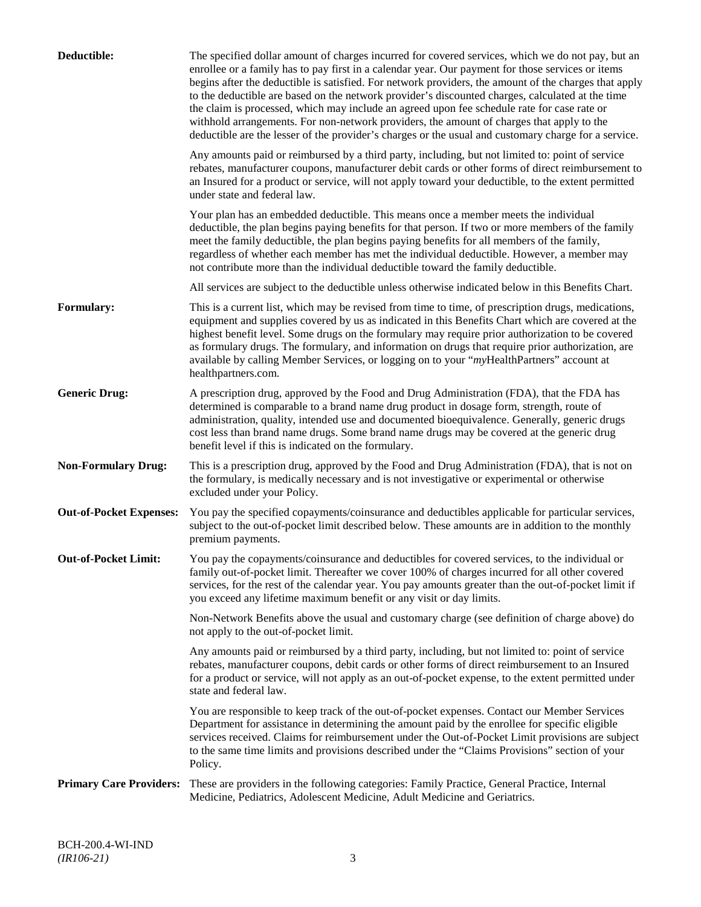**Deductible:** The specified dollar amount of charges incurred for covered services, which we do not pay, but an enrollee or a family has to pay first in a calendar year. Our payment for those services or items begins after the deductible is satisfied. For network providers, the amount of the charges that apply to the deductible are based on the network provider's discounted charges, calculated at the time the claim is processed, which may include an agreed upon fee schedule rate for case rate or withhold arrangements. For non-network providers, the amount of charges that apply to the deductible are the lesser of the provider's charges or the usual and customary charge for a service.

Any amounts paid or reimbursed by a third party, including, but not limited to: point of service rebates, manufacturer coupons, manufacturer debit cards or other forms of direct reimbursement to an Insured for a product or service, will not apply toward your deductible, to the extent permitted under state and federal law.

Your plan has an embedded deductible. This means once a member meets the individual deductible, the plan begins paying benefits for that person. If two or more members of the family meet the family deductible, the plan begins paying benefits for all members of the family, regardless of whether each member has met the individual deductible. However, a member may not contribute more than the individual deductible toward the family deductible.

All services are subject to the deductible unless otherwise indicated below in this Benefits Chart.

**Formulary:** This is a current list, which may be revised from time to time, of prescription drugs, medications, equipment and supplies covered by us as indicated in this Benefits Chart which are covered at the highest benefit level. Some drugs on the formulary may require prior authorization to be covered as formulary drugs. The formulary, and information on drugs that require prior authorization, are available by calling Member Services, or logging on to your "*my*HealthPartners" account at healthpartners.com.

**Generic Drug:** A prescription drug, approved by the Food and Drug Administration (FDA), that the FDA has determined is comparable to a brand name drug product in dosage form, strength, route of administration, quality, intended use and documented bioequivalence. Generally, generic drugs cost less than brand name drugs. Some brand name drugs may be covered at the generic drug benefit level if this is indicated on the formulary.

**Non-Formulary Drug:** This is a prescription drug, approved by the Food and Drug Administration (FDA), that is not on the formulary, is medically necessary and is not investigative or experimental or otherwise excluded under your Policy.

**Out-of-Pocket Expenses:** You pay the specified copayments/coinsurance and deductibles applicable for particular services, subject to the out-of-pocket limit described below. These amounts are in addition to the monthly premium payments.

**Out-of-Pocket Limit:** You pay the copayments/coinsurance and deductibles for covered services, to the individual or family out-of-pocket limit. Thereafter we cover 100% of charges incurred for all other covered services, for the rest of the calendar year. You pay amounts greater than the out-of-pocket limit if you exceed any lifetime maximum benefit or any visit or day limits.

Non-Network Benefits above the usual and customary charge (see definition of charge above) do not apply to the out-of-pocket limit.

Any amounts paid or reimbursed by a third party, including, but not limited to: point of service rebates, manufacturer coupons, debit cards or other forms of direct reimbursement to an Insured for a product or service, will not apply as an out-of-pocket expense, to the extent permitted under state and federal law.

You are responsible to keep track of the out-of-pocket expenses. Contact our Member Services Department for assistance in determining the amount paid by the enrollee for specific eligible services received. Claims for reimbursement under the Out-of-Pocket Limit provisions are subject to the same time limits and provisions described under the "Claims Provisions" section of your Policy.

**Primary Care Providers:** These are providers in the following categories: Family Practice, General Practice, Internal Medicine, Pediatrics, Adolescent Medicine, Adult Medicine and Geriatrics.

BCH-200.4-WI-IND
*(IR106-21)*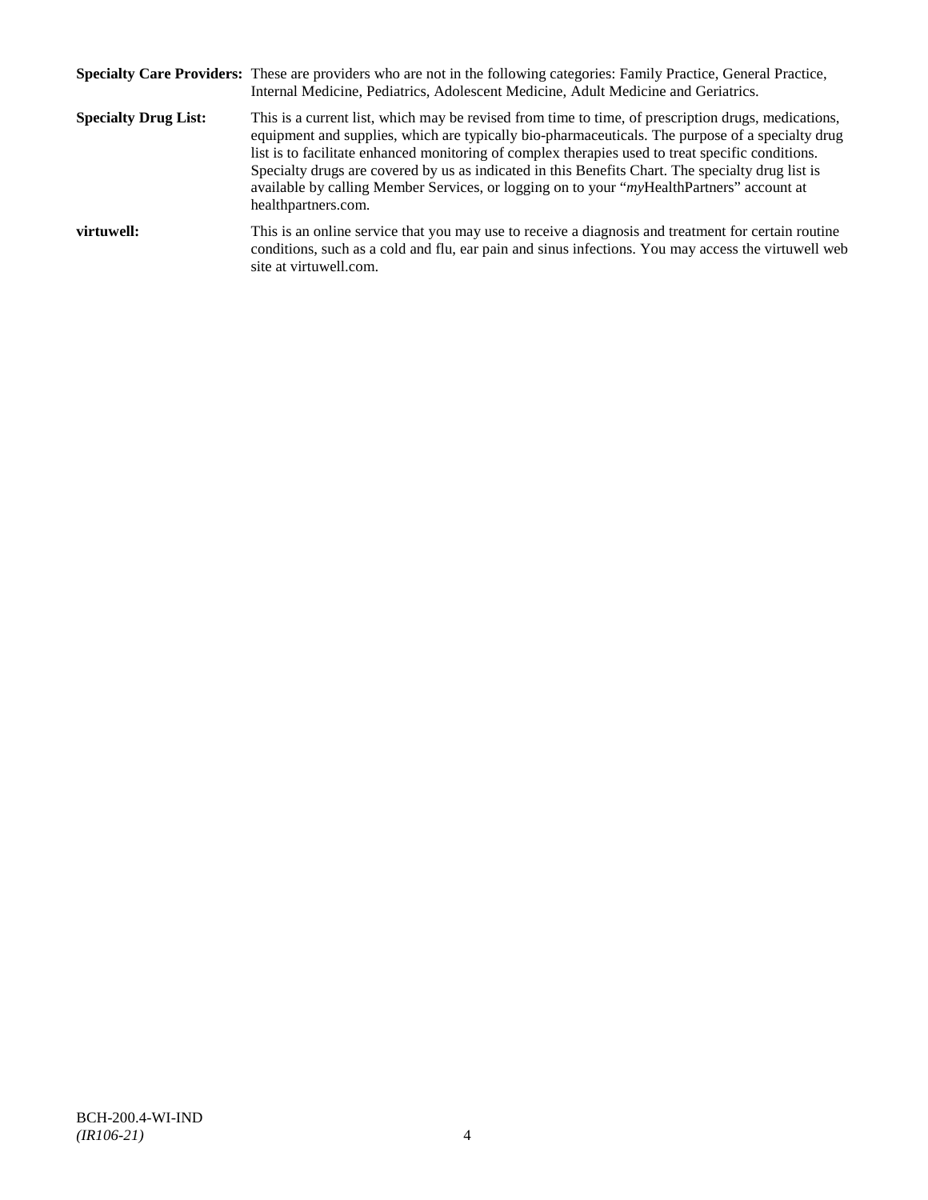**Specialty Care Providers:** These are providers who are not in the following categories: Family Practice, General Practice, Internal Medicine, Pediatrics, Adolescent Medicine, Adult Medicine and Geriatrics.

**Specialty Drug List:** This is a current list, which may be revised from time to time, of prescription drugs, medications, equipment and supplies, which are typically bio-pharmaceuticals. The purpose of a specialty drug list is to facilitate enhanced monitoring of complex therapies used to treat specific conditions. Specialty drugs are covered by us as indicated in this Benefits Chart. The specialty drug list is available by calling Member Services, or logging on to your "*my*HealthPartners" account at healthpartners.com.

**virtuwell:** This is an online service that you may use to receive a diagnosis and treatment for certain routine conditions, such as a cold and flu, ear pain and sinus infections. You may access the virtuwell web site at virtuwell.com.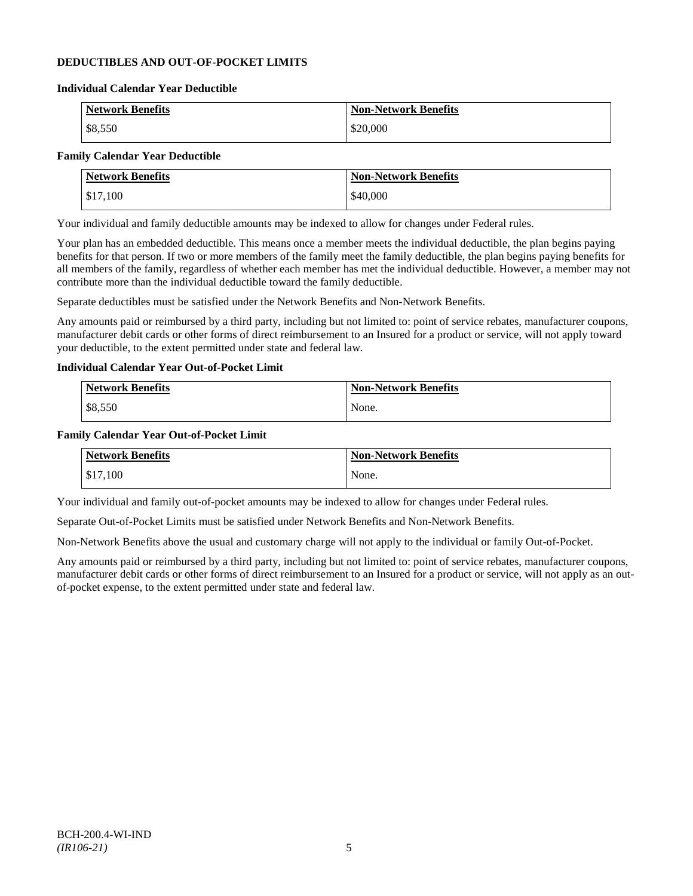## DEDUCTIBLES AND OUT-OF-POCKET LIMITS

### Individual Calendar Year Deductible

| Network Benefits | Non-Network Benefits |
|---|---|
| $8,550 | $20,000 |

### Family Calendar Year Deductible

| Network Benefits | Non-Network Benefits |
|---|---|
| $17,100 | $40,000 |

Your individual and family deductible amounts may be indexed to allow for changes under Federal rules.

Your plan has an embedded deductible. This means once a member meets the individual deductible, the plan begins paying benefits for that person. If two or more members of the family meet the family deductible, the plan begins paying benefits for all members of the family, regardless of whether each member has met the individual deductible. However, a member may not contribute more than the individual deductible toward the family deductible.

Separate deductibles must be satisfied under the Network Benefits and Non-Network Benefits.

Any amounts paid or reimbursed by a third party, including but not limited to: point of service rebates, manufacturer coupons, manufacturer debit cards or other forms of direct reimbursement to an Insured for a product or service, will not apply toward your deductible, to the extent permitted under state and federal law.

### Individual Calendar Year Out-of-Pocket Limit

| Network Benefits | Non-Network Benefits |
|---|---|
| $8,550 | None. |

### Family Calendar Year Out-of-Pocket Limit

| Network Benefits | Non-Network Benefits |
|---|---|
| $17,100 | None. |

Your individual and family out-of-pocket amounts may be indexed to allow for changes under Federal rules.

Separate Out-of-Pocket Limits must be satisfied under Network Benefits and Non-Network Benefits.

Non-Network Benefits above the usual and customary charge will not apply to the individual or family Out-of-Pocket.

Any amounts paid or reimbursed by a third party, including but not limited to: point of service rebates, manufacturer coupons, manufacturer debit cards or other forms of direct reimbursement to an Insured for a product or service, will not apply as an out-of-pocket expense, to the extent permitted under state and federal law.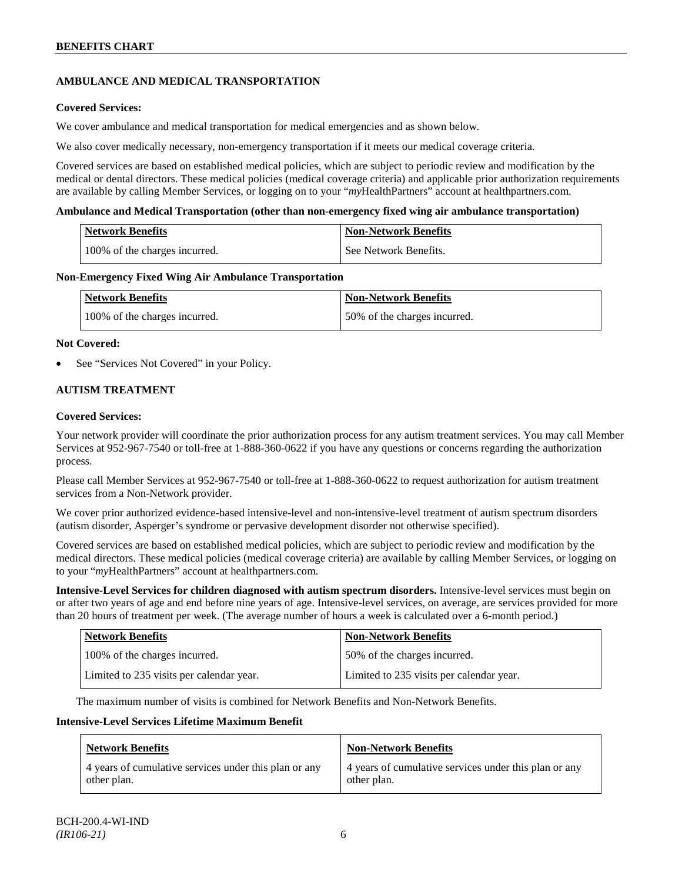## AMBULANCE AND MEDICAL TRANSPORTATION

**Covered Services:**

We cover ambulance and medical transportation for medical emergencies and as shown below.

We also cover medically necessary, non-emergency transportation if it meets our medical coverage criteria.

Covered services are based on established medical policies, which are subject to periodic review and modification by the medical or dental directors. These medical policies (medical coverage criteria) and applicable prior authorization requirements are available by calling Member Services, or logging on to your "*my*HealthPartners" account at healthpartners.com.

**Ambulance and Medical Transportation (other than non-emergency fixed wing air ambulance transportation)**

| Network Benefits | Non-Network Benefits |
|---|---|
| 100% of the charges incurred. | See Network Benefits. |

**Non-Emergency Fixed Wing Air Ambulance Transportation**

| Network Benefits | Non-Network Benefits |
|---|---|
| 100% of the charges incurred. | 50% of the charges incurred. |

**Not Covered:**

- See "Services Not Covered" in your Policy.

## AUTISM TREATMENT

**Covered Services:**

Your network provider will coordinate the prior authorization process for any autism treatment services. You may call Member Services at 952-967-7540 or toll-free at 1-888-360-0622 if you have any questions or concerns regarding the authorization process.

Please call Member Services at 952-967-7540 or toll-free at 1-888-360-0622 to request authorization for autism treatment services from a Non-Network provider.

We cover prior authorized evidence-based intensive-level and non-intensive-level treatment of autism spectrum disorders (autism disorder, Asperger's syndrome or pervasive development disorder not otherwise specified).

Covered services are based on established medical policies, which are subject to periodic review and modification by the medical directors. These medical policies (medical coverage criteria) are available by calling Member Services, or logging on to your "*my*HealthPartners" account at healthpartners.com.

**Intensive-Level Services for children diagnosed with autism spectrum disorders.** Intensive-level services must begin on or after two years of age and end before nine years of age. Intensive-level services, on average, are services provided for more than 20 hours of treatment per week. (The average number of hours a week is calculated over a 6-month period.)

| Network Benefits | Non-Network Benefits |
|---|---|
| 100% of the charges incurred. | 50% of the charges incurred. |
| Limited to 235 visits per calendar year. | Limited to 235 visits per calendar year. |

The maximum number of visits is combined for Network Benefits and Non-Network Benefits.

**Intensive-Level Services Lifetime Maximum Benefit**

| Network Benefits | Non-Network Benefits |
|---|---|
| 4 years of cumulative services under this plan or any other plan. | 4 years of cumulative services under this plan or any other plan. |

BCH-200.4-WI-IND
*(IR106-21)*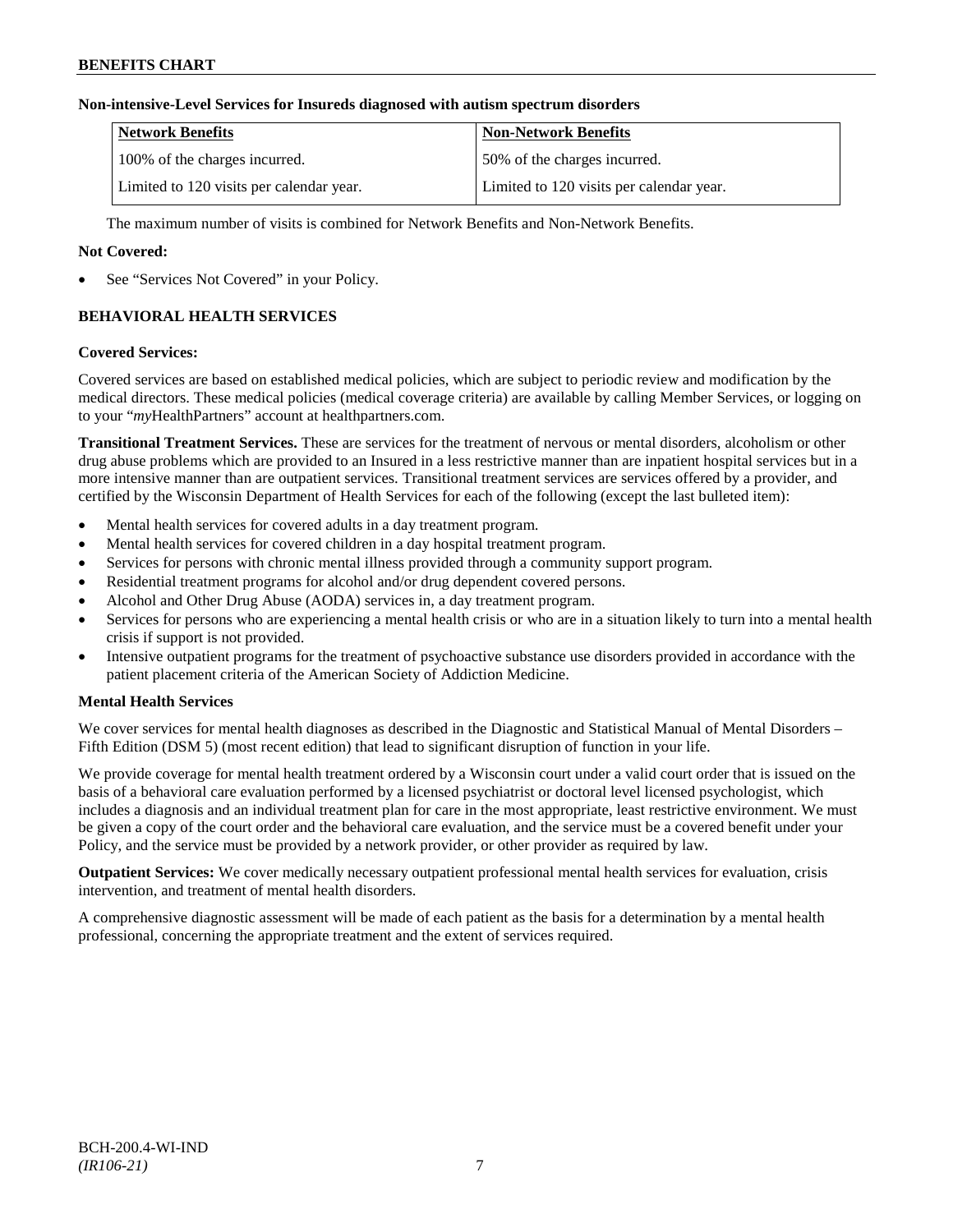**Non-intensive-Level Services for Insureds diagnosed with autism spectrum disorders**

| Network Benefits | Non-Network Benefits |
| --- | --- |
| 100% of the charges incurred. | 50% of the charges incurred. |
| Limited to 120 visits per calendar year. | Limited to 120 visits per calendar year. |

The maximum number of visits is combined for Network Benefits and Non-Network Benefits.

**Not Covered:**

- See "Services Not Covered" in your Policy.

## BEHAVIORAL HEALTH SERVICES

**Covered Services:**

Covered services are based on established medical policies, which are subject to periodic review and modification by the medical directors. These medical policies (medical coverage criteria) are available by calling Member Services, or logging on to your "*my*HealthPartners" account at healthpartners.com.

**Transitional Treatment Services.** These are services for the treatment of nervous or mental disorders, alcoholism or other drug abuse problems which are provided to an Insured in a less restrictive manner than are inpatient hospital services but in a more intensive manner than are outpatient services. Transitional treatment services are services offered by a provider, and certified by the Wisconsin Department of Health Services for each of the following (except the last bulleted item):

- Mental health services for covered adults in a day treatment program.
- Mental health services for covered children in a day hospital treatment program.
- Services for persons with chronic mental illness provided through a community support program.
- Residential treatment programs for alcohol and/or drug dependent covered persons.
- Alcohol and Other Drug Abuse (AODA) services in, a day treatment program.
- Services for persons who are experiencing a mental health crisis or who are in a situation likely to turn into a mental health crisis if support is not provided.
- Intensive outpatient programs for the treatment of psychoactive substance use disorders provided in accordance with the patient placement criteria of the American Society of Addiction Medicine.

**Mental Health Services**

We cover services for mental health diagnoses as described in the Diagnostic and Statistical Manual of Mental Disorders – Fifth Edition (DSM 5) (most recent edition) that lead to significant disruption of function in your life.

We provide coverage for mental health treatment ordered by a Wisconsin court under a valid court order that is issued on the basis of a behavioral care evaluation performed by a licensed psychiatrist or doctoral level licensed psychologist, which includes a diagnosis and an individual treatment plan for care in the most appropriate, least restrictive environment. We must be given a copy of the court order and the behavioral care evaluation, and the service must be a covered benefit under your Policy, and the service must be provided by a network provider, or other provider as required by law.

**Outpatient Services:** We cover medically necessary outpatient professional mental health services for evaluation, crisis intervention, and treatment of mental health disorders.

A comprehensive diagnostic assessment will be made of each patient as the basis for a determination by a mental health professional, concerning the appropriate treatment and the extent of services required.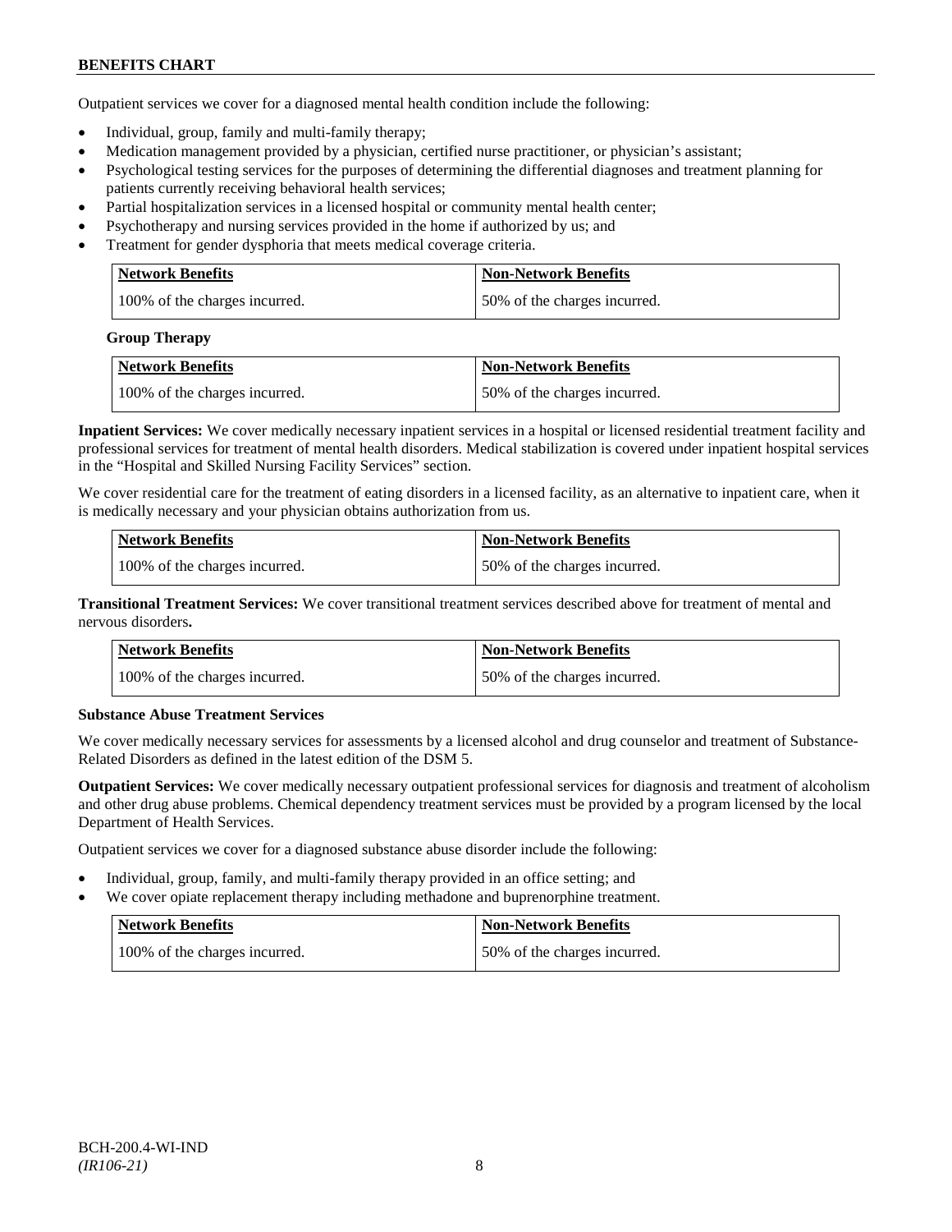Outpatient services we cover for a diagnosed mental health condition include the following:

- Individual, group, family and multi-family therapy;
- Medication management provided by a physician, certified nurse practitioner, or physician's assistant;
- Psychological testing services for the purposes of determining the differential diagnoses and treatment planning for patients currently receiving behavioral health services;
- Partial hospitalization services in a licensed hospital or community mental health center;
- Psychotherapy and nursing services provided in the home if authorized by us; and
- Treatment for gender dysphoria that meets medical coverage criteria.

| Network Benefits | Non-Network Benefits |
|---|---|
| 100% of the charges incurred. | 50% of the charges incurred. |

**Group Therapy**

| Network Benefits | Non-Network Benefits |
|---|---|
| 100% of the charges incurred. | 50% of the charges incurred. |

**Inpatient Services:** We cover medically necessary inpatient services in a hospital or licensed residential treatment facility and professional services for treatment of mental health disorders. Medical stabilization is covered under inpatient hospital services in the "Hospital and Skilled Nursing Facility Services" section.

We cover residential care for the treatment of eating disorders in a licensed facility, as an alternative to inpatient care, when it is medically necessary and your physician obtains authorization from us.

| Network Benefits | Non-Network Benefits |
|---|---|
| 100% of the charges incurred. | 50% of the charges incurred. |

**Transitional Treatment Services:** We cover transitional treatment services described above for treatment of mental and nervous disorders**.**

| Network Benefits | Non-Network Benefits |
|---|---|
| 100% of the charges incurred. | 50% of the charges incurred. |

**Substance Abuse Treatment Services**

We cover medically necessary services for assessments by a licensed alcohol and drug counselor and treatment of Substance-Related Disorders as defined in the latest edition of the DSM 5.

**Outpatient Services:** We cover medically necessary outpatient professional services for diagnosis and treatment of alcoholism and other drug abuse problems. Chemical dependency treatment services must be provided by a program licensed by the local Department of Health Services.

Outpatient services we cover for a diagnosed substance abuse disorder include the following:

- Individual, group, family, and multi-family therapy provided in an office setting; and
- We cover opiate replacement therapy including methadone and buprenorphine treatment.

| Network Benefits | Non-Network Benefits |
|---|---|
| 100% of the charges incurred. | 50% of the charges incurred. |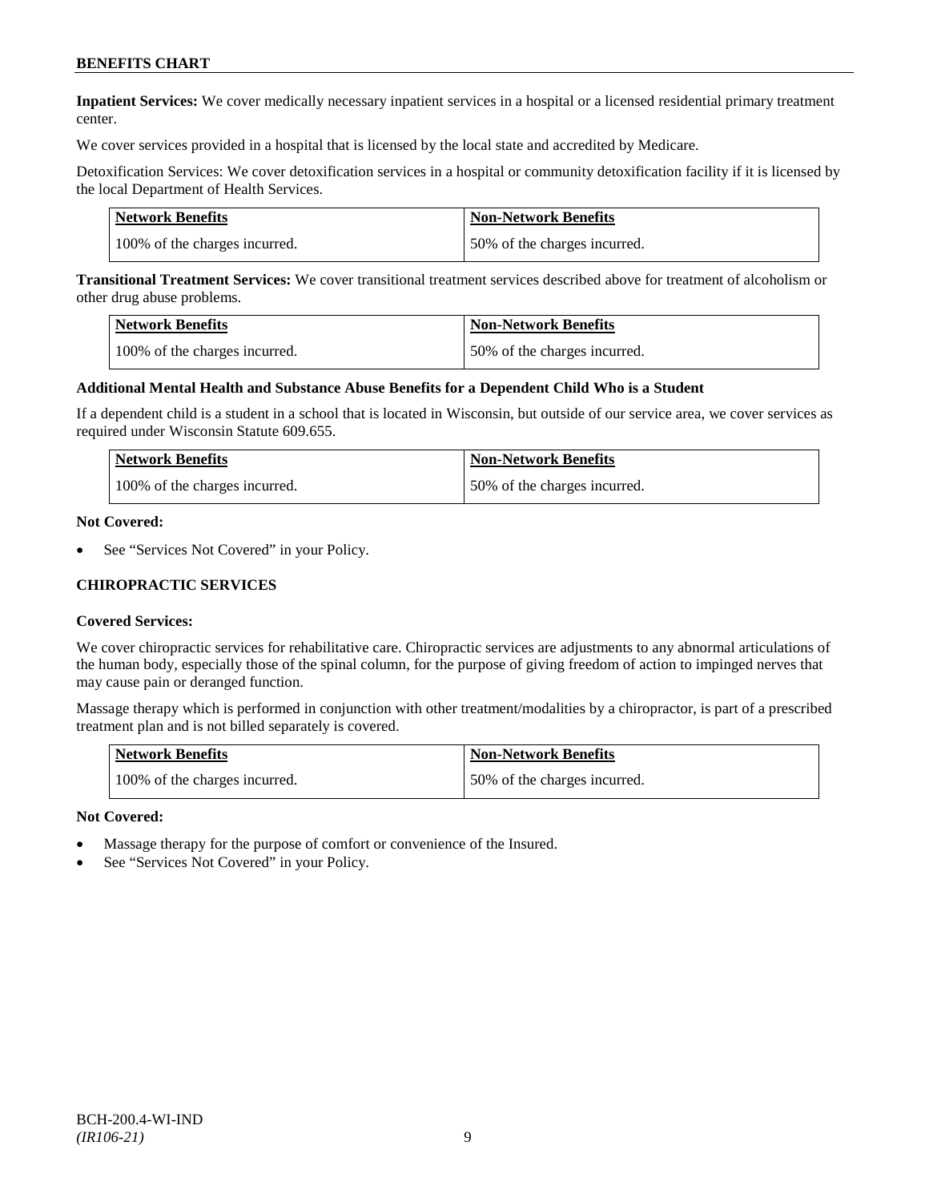**Inpatient Services:** We cover medically necessary inpatient services in a hospital or a licensed residential primary treatment center.

We cover services provided in a hospital that is licensed by the local state and accredited by Medicare.

Detoxification Services: We cover detoxification services in a hospital or community detoxification facility if it is licensed by the local Department of Health Services.

| Network Benefits | Non-Network Benefits |
| --- | --- |
| 100% of the charges incurred. | 50% of the charges incurred. |

**Transitional Treatment Services:** We cover transitional treatment services described above for treatment of alcoholism or other drug abuse problems.

| Network Benefits | Non-Network Benefits |
| --- | --- |
| 100% of the charges incurred. | 50% of the charges incurred. |

**Additional Mental Health and Substance Abuse Benefits for a Dependent Child Who is a Student**

If a dependent child is a student in a school that is located in Wisconsin, but outside of our service area, we cover services as required under Wisconsin Statute 609.655.

| Network Benefits | Non-Network Benefits |
| --- | --- |
| 100% of the charges incurred. | 50% of the charges incurred. |

**Not Covered:**

- See "Services Not Covered" in your Policy.

### CHIROPRACTIC SERVICES

**Covered Services:**

We cover chiropractic services for rehabilitative care. Chiropractic services are adjustments to any abnormal articulations of the human body, especially those of the spinal column, for the purpose of giving freedom of action to impinged nerves that may cause pain or deranged function.

Massage therapy which is performed in conjunction with other treatment/modalities by a chiropractor, is part of a prescribed treatment plan and is not billed separately is covered.

| Network Benefits | Non-Network Benefits |
| --- | --- |
| 100% of the charges incurred. | 50% of the charges incurred. |

**Not Covered:**

- Massage therapy for the purpose of comfort or convenience of the Insured.
- See "Services Not Covered" in your Policy.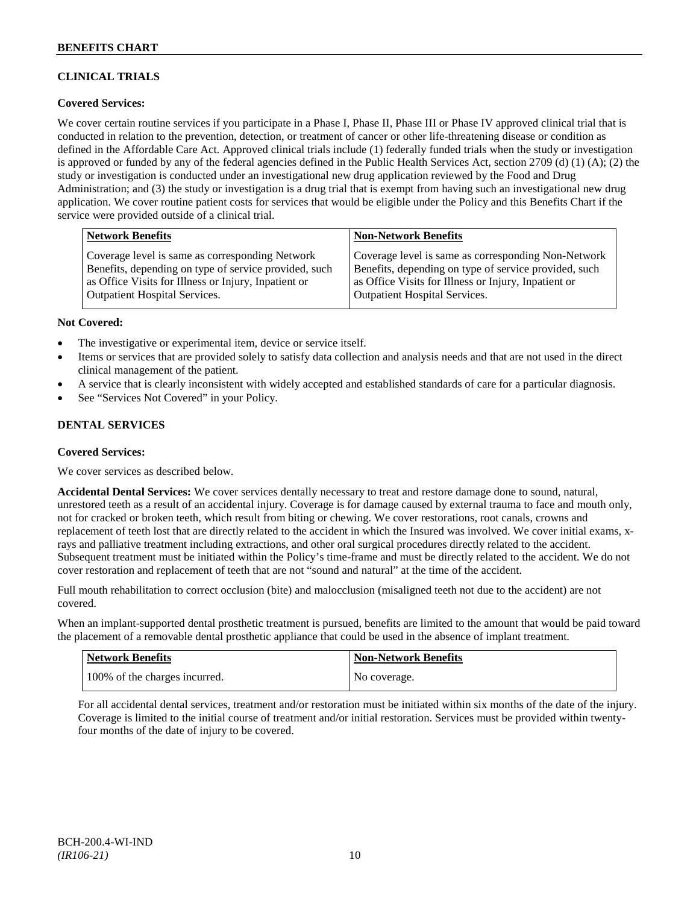## CLINICAL TRIALS

**Covered Services:**

We cover certain routine services if you participate in a Phase I, Phase II, Phase III or Phase IV approved clinical trial that is conducted in relation to the prevention, detection, or treatment of cancer or other life-threatening disease or condition as defined in the Affordable Care Act. Approved clinical trials include (1) federally funded trials when the study or investigation is approved or funded by any of the federal agencies defined in the Public Health Services Act, section 2709 (d) (1) (A); (2) the study or investigation is conducted under an investigational new drug application reviewed by the Food and Drug Administration; and (3) the study or investigation is a drug trial that is exempt from having such an investigational new drug application. We cover routine patient costs for services that would be eligible under the Policy and this Benefits Chart if the service were provided outside of a clinical trial.

| Network Benefits | Non-Network Benefits |
|---|---|
| Coverage level is same as corresponding Network Benefits, depending on type of service provided, such as Office Visits for Illness or Injury, Inpatient or Outpatient Hospital Services. | Coverage level is same as corresponding Non-Network Benefits, depending on type of service provided, such as Office Visits for Illness or Injury, Inpatient or Outpatient Hospital Services. |

**Not Covered:**

- The investigative or experimental item, device or service itself.
- Items or services that are provided solely to satisfy data collection and analysis needs and that are not used in the direct clinical management of the patient.
- A service that is clearly inconsistent with widely accepted and established standards of care for a particular diagnosis.
- See "Services Not Covered" in your Policy.

## DENTAL SERVICES

**Covered Services:**

We cover services as described below.

**Accidental Dental Services:** We cover services dentally necessary to treat and restore damage done to sound, natural, unrestored teeth as a result of an accidental injury. Coverage is for damage caused by external trauma to face and mouth only, not for cracked or broken teeth, which result from biting or chewing. We cover restorations, root canals, crowns and replacement of teeth lost that are directly related to the accident in which the Insured was involved. We cover initial exams, x-rays and palliative treatment including extractions, and other oral surgical procedures directly related to the accident. Subsequent treatment must be initiated within the Policy's time-frame and must be directly related to the accident. We do not cover restoration and replacement of teeth that are not "sound and natural" at the time of the accident.

Full mouth rehabilitation to correct occlusion (bite) and malocclusion (misaligned teeth not due to the accident) are not covered.

When an implant-supported dental prosthetic treatment is pursued, benefits are limited to the amount that would be paid toward the placement of a removable dental prosthetic appliance that could be used in the absence of implant treatment.

| Network Benefits | Non-Network Benefits |
|---|---|
| 100% of the charges incurred. | No coverage. |

For all accidental dental services, treatment and/or restoration must be initiated within six months of the date of the injury. Coverage is limited to the initial course of treatment and/or initial restoration. Services must be provided within twenty-four months of the date of injury to be covered.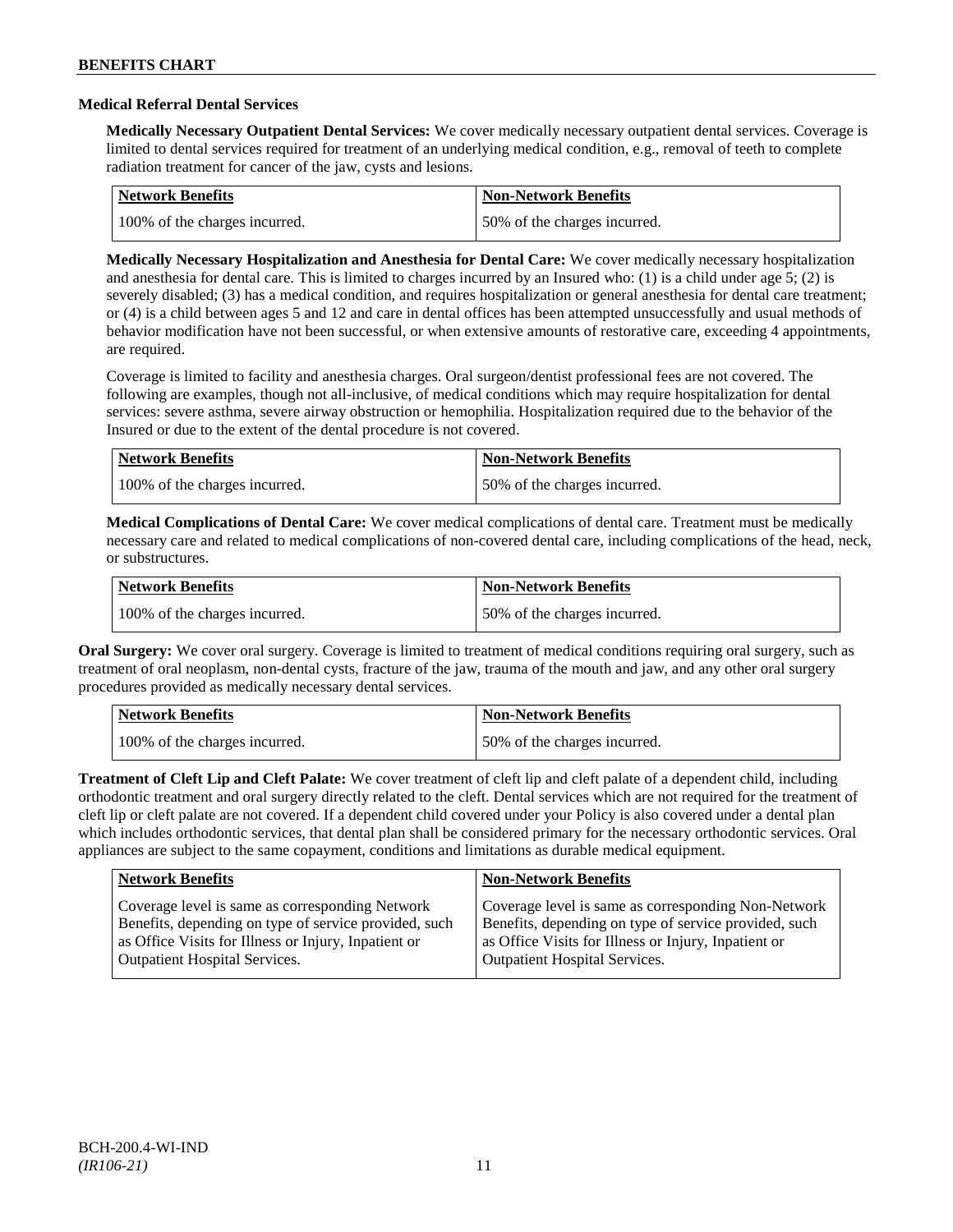### Medical Referral Dental Services

**Medically Necessary Outpatient Dental Services:** We cover medically necessary outpatient dental services. Coverage is limited to dental services required for treatment of an underlying medical condition, e.g., removal of teeth to complete radiation treatment for cancer of the jaw, cysts and lesions.

| Network Benefits | Non-Network Benefits |
|---|---|
| 100% of the charges incurred. | 50% of the charges incurred. |

**Medically Necessary Hospitalization and Anesthesia for Dental Care:** We cover medically necessary hospitalization and anesthesia for dental care. This is limited to charges incurred by an Insured who: (1) is a child under age 5; (2) is severely disabled; (3) has a medical condition, and requires hospitalization or general anesthesia for dental care treatment; or (4) is a child between ages 5 and 12 and care in dental offices has been attempted unsuccessfully and usual methods of behavior modification have not been successful, or when extensive amounts of restorative care, exceeding 4 appointments, are required.

Coverage is limited to facility and anesthesia charges. Oral surgeon/dentist professional fees are not covered. The following are examples, though not all-inclusive, of medical conditions which may require hospitalization for dental services: severe asthma, severe airway obstruction or hemophilia. Hospitalization required due to the behavior of the Insured or due to the extent of the dental procedure is not covered.

| Network Benefits | Non-Network Benefits |
|---|---|
| 100% of the charges incurred. | 50% of the charges incurred. |

**Medical Complications of Dental Care:** We cover medical complications of dental care. Treatment must be medically necessary care and related to medical complications of non-covered dental care, including complications of the head, neck, or substructures.

| Network Benefits | Non-Network Benefits |
|---|---|
| 100% of the charges incurred. | 50% of the charges incurred. |

**Oral Surgery:** We cover oral surgery. Coverage is limited to treatment of medical conditions requiring oral surgery, such as treatment of oral neoplasm, non-dental cysts, fracture of the jaw, trauma of the mouth and jaw, and any other oral surgery procedures provided as medically necessary dental services.

| Network Benefits | Non-Network Benefits |
|---|---|
| 100% of the charges incurred. | 50% of the charges incurred. |

**Treatment of Cleft Lip and Cleft Palate:** We cover treatment of cleft lip and cleft palate of a dependent child, including orthodontic treatment and oral surgery directly related to the cleft. Dental services which are not required for the treatment of cleft lip or cleft palate are not covered. If a dependent child covered under your Policy is also covered under a dental plan which includes orthodontic services, that dental plan shall be considered primary for the necessary orthodontic services. Oral appliances are subject to the same copayment, conditions and limitations as durable medical equipment.

| Network Benefits | Non-Network Benefits |
|---|---|
| Coverage level is same as corresponding Network Benefits, depending on type of service provided, such as Office Visits for Illness or Injury, Inpatient or Outpatient Hospital Services. | Coverage level is same as corresponding Non-Network Benefits, depending on type of service provided, such as Office Visits for Illness or Injury, Inpatient or Outpatient Hospital Services. |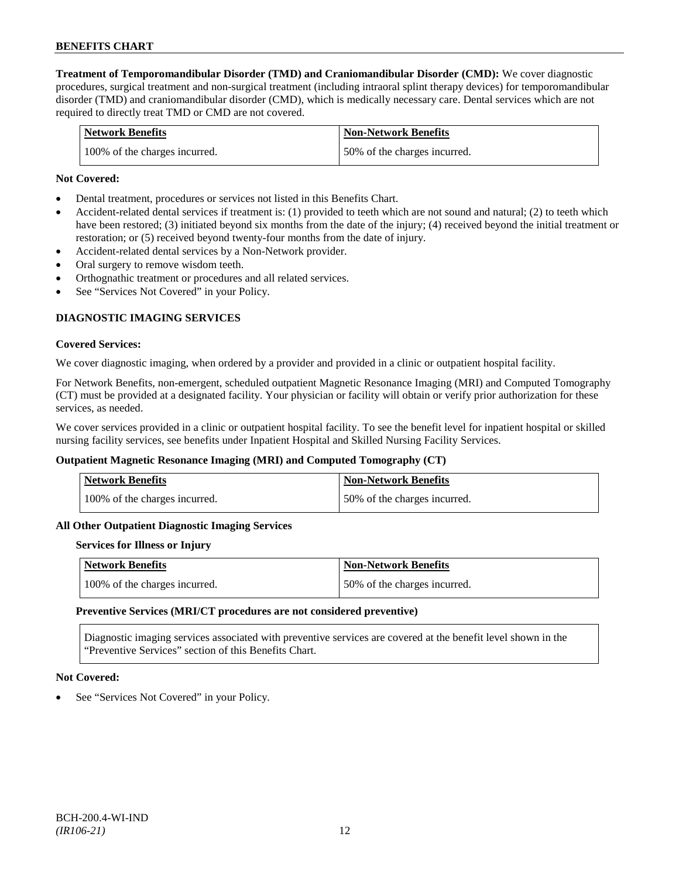**Treatment of Temporomandibular Disorder (TMD) and Craniomandibular Disorder (CMD):** We cover diagnostic procedures, surgical treatment and non-surgical treatment (including intraoral splint therapy devices) for temporomandibular disorder (TMD) and craniomandibular disorder (CMD), which is medically necessary care. Dental services which are not required to directly treat TMD or CMD are not covered.

| Network Benefits | Non-Network Benefits |
|---|---|
| 100% of the charges incurred. | 50% of the charges incurred. |

**Not Covered:**

- Dental treatment, procedures or services not listed in this Benefits Chart.
- Accident-related dental services if treatment is: (1) provided to teeth which are not sound and natural; (2) to teeth which have been restored; (3) initiated beyond six months from the date of the injury; (4) received beyond the initial treatment or restoration; or (5) received beyond twenty-four months from the date of injury.
- Accident-related dental services by a Non-Network provider.
- Oral surgery to remove wisdom teeth.
- Orthognathic treatment or procedures and all related services.
- See "Services Not Covered" in your Policy.

## DIAGNOSTIC IMAGING SERVICES

**Covered Services:**

We cover diagnostic imaging, when ordered by a provider and provided in a clinic or outpatient hospital facility.

For Network Benefits, non-emergent, scheduled outpatient Magnetic Resonance Imaging (MRI) and Computed Tomography (CT) must be provided at a designated facility. Your physician or facility will obtain or verify prior authorization for these services, as needed.

We cover services provided in a clinic or outpatient hospital facility. To see the benefit level for inpatient hospital or skilled nursing facility services, see benefits under Inpatient Hospital and Skilled Nursing Facility Services.

**Outpatient Magnetic Resonance Imaging (MRI) and Computed Tomography (CT)**

| Network Benefits | Non-Network Benefits |
|---|---|
| 100% of the charges incurred. | 50% of the charges incurred. |

**All Other Outpatient Diagnostic Imaging Services**

**Services for Illness or Injury**

| Network Benefits | Non-Network Benefits |
|---|---|
| 100% of the charges incurred. | 50% of the charges incurred. |

**Preventive Services (MRI/CT procedures are not considered preventive)**

| Diagnostic imaging services associated with preventive services are covered at the benefit level shown in the "Preventive Services" section of this Benefits Chart. |
|---|

**Not Covered:**

- See "Services Not Covered" in your Policy.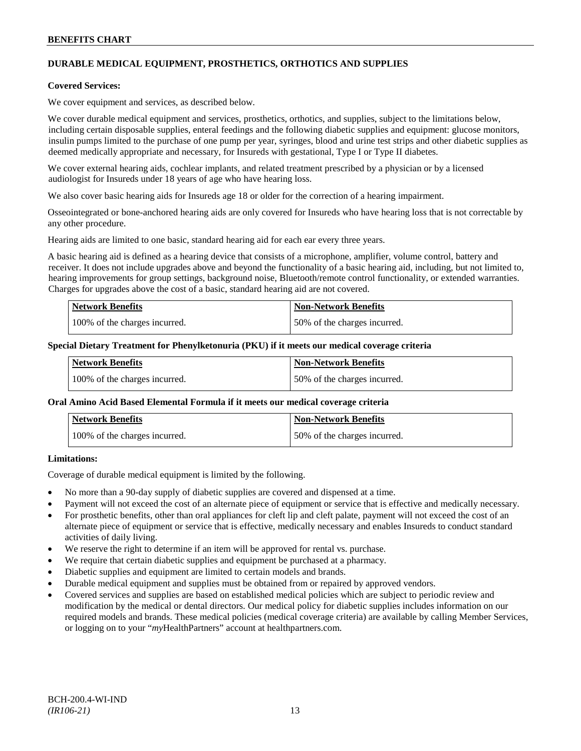## DURABLE MEDICAL EQUIPMENT, PROSTHETICS, ORTHOTICS AND SUPPLIES

**Covered Services:**

We cover equipment and services, as described below.

We cover durable medical equipment and services, prosthetics, orthotics, and supplies, subject to the limitations below, including certain disposable supplies, enteral feedings and the following diabetic supplies and equipment: glucose monitors, insulin pumps limited to the purchase of one pump per year, syringes, blood and urine test strips and other diabetic supplies as deemed medically appropriate and necessary, for Insureds with gestational, Type I or Type II diabetes.

We cover external hearing aids, cochlear implants, and related treatment prescribed by a physician or by a licensed audiologist for Insureds under 18 years of age who have hearing loss.

We also cover basic hearing aids for Insureds age 18 or older for the correction of a hearing impairment.

Osseointegrated or bone-anchored hearing aids are only covered for Insureds who have hearing loss that is not correctable by any other procedure.

Hearing aids are limited to one basic, standard hearing aid for each ear every three years.

A basic hearing aid is defined as a hearing device that consists of a microphone, amplifier, volume control, battery and receiver. It does not include upgrades above and beyond the functionality of a basic hearing aid, including, but not limited to, hearing improvements for group settings, background noise, Bluetooth/remote control functionality, or extended warranties. Charges for upgrades above the cost of a basic, standard hearing aid are not covered.

| Network Benefits | Non-Network Benefits |
|---|---|
| 100% of the charges incurred. | 50% of the charges incurred. |

**Special Dietary Treatment for Phenylketonuria (PKU) if it meets our medical coverage criteria**

| Network Benefits | Non-Network Benefits |
|---|---|
| 100% of the charges incurred. | 50% of the charges incurred. |

**Oral Amino Acid Based Elemental Formula if it meets our medical coverage criteria**

| Network Benefits | Non-Network Benefits |
|---|---|
| 100% of the charges incurred. | 50% of the charges incurred. |

**Limitations:**

Coverage of durable medical equipment is limited by the following.

- No more than a 90-day supply of diabetic supplies are covered and dispensed at a time.
- Payment will not exceed the cost of an alternate piece of equipment or service that is effective and medically necessary.
- For prosthetic benefits, other than oral appliances for cleft lip and cleft palate, payment will not exceed the cost of an alternate piece of equipment or service that is effective, medically necessary and enables Insureds to conduct standard activities of daily living.
- We reserve the right to determine if an item will be approved for rental vs. purchase.
- We require that certain diabetic supplies and equipment be purchased at a pharmacy.
- Diabetic supplies and equipment are limited to certain models and brands.
- Durable medical equipment and supplies must be obtained from or repaired by approved vendors.
- Covered services and supplies are based on established medical policies which are subject to periodic review and modification by the medical or dental directors. Our medical policy for diabetic supplies includes information on our required models and brands. These medical policies (medical coverage criteria) are available by calling Member Services, or logging on to your "*my*HealthPartners" account at healthpartners.com.

BCH-200.4-WI-IND
*(IR106-21)*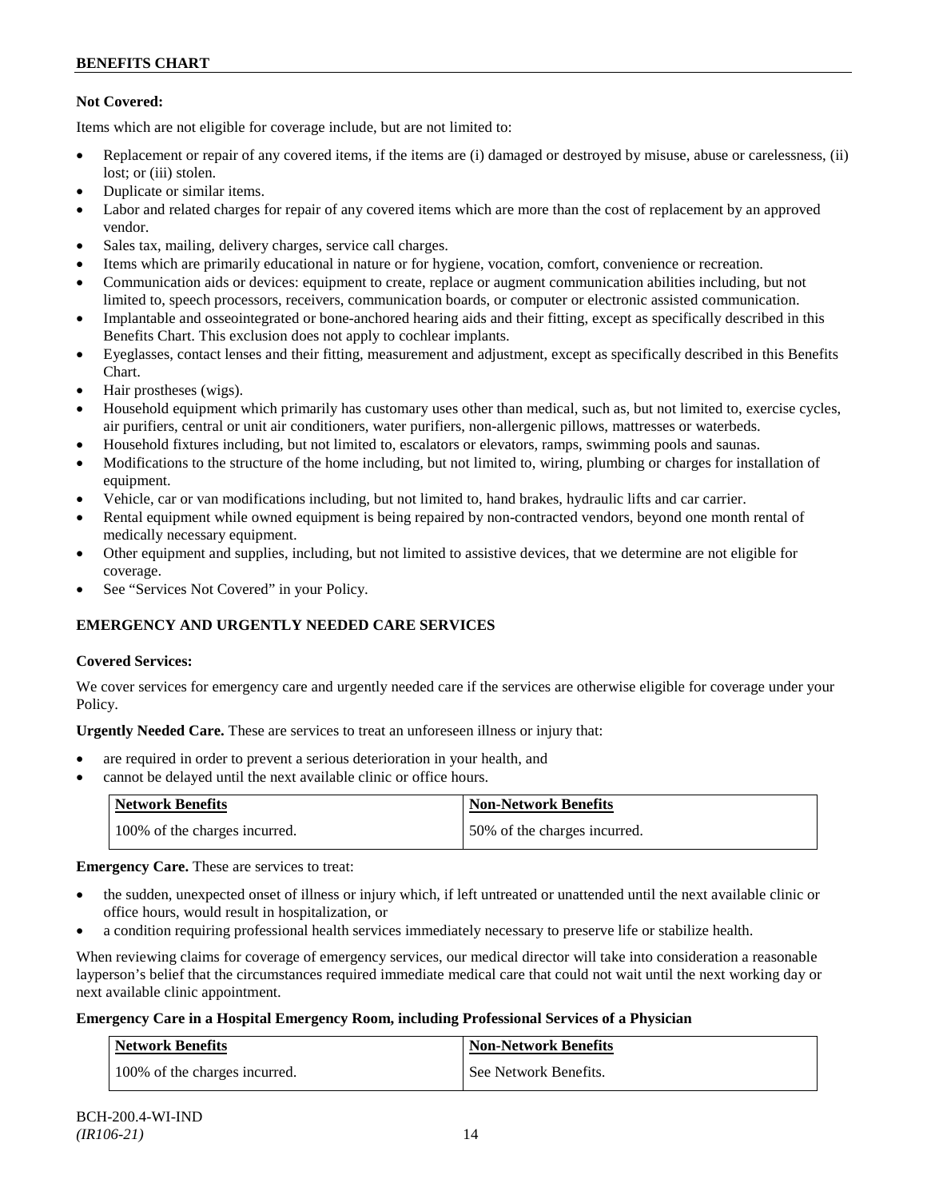**Not Covered:**

Items which are not eligible for coverage include, but are not limited to:

- Replacement or repair of any covered items, if the items are (i) damaged or destroyed by misuse, abuse or carelessness, (ii) lost; or (iii) stolen.
- Duplicate or similar items.
- Labor and related charges for repair of any covered items which are more than the cost of replacement by an approved vendor.
- Sales tax, mailing, delivery charges, service call charges.
- Items which are primarily educational in nature or for hygiene, vocation, comfort, convenience or recreation.
- Communication aids or devices: equipment to create, replace or augment communication abilities including, but not limited to, speech processors, receivers, communication boards, or computer or electronic assisted communication.
- Implantable and osseointegrated or bone-anchored hearing aids and their fitting, except as specifically described in this Benefits Chart. This exclusion does not apply to cochlear implants.
- Eyeglasses, contact lenses and their fitting, measurement and adjustment, except as specifically described in this Benefits Chart.
- Hair prostheses (wigs).
- Household equipment which primarily has customary uses other than medical, such as, but not limited to, exercise cycles, air purifiers, central or unit air conditioners, water purifiers, non-allergenic pillows, mattresses or waterbeds.
- Household fixtures including, but not limited to, escalators or elevators, ramps, swimming pools and saunas.
- Modifications to the structure of the home including, but not limited to, wiring, plumbing or charges for installation of equipment.
- Vehicle, car or van modifications including, but not limited to, hand brakes, hydraulic lifts and car carrier.
- Rental equipment while owned equipment is being repaired by non-contracted vendors, beyond one month rental of medically necessary equipment.
- Other equipment and supplies, including, but not limited to assistive devices, that we determine are not eligible for coverage.
- See "Services Not Covered" in your Policy.

## EMERGENCY AND URGENTLY NEEDED CARE SERVICES

**Covered Services:**

We cover services for emergency care and urgently needed care if the services are otherwise eligible for coverage under your Policy.

**Urgently Needed Care.** These are services to treat an unforeseen illness or injury that:

- are required in order to prevent a serious deterioration in your health, and
- cannot be delayed until the next available clinic or office hours.

| Network Benefits | Non-Network Benefits |
|---|---|
| 100% of the charges incurred. | 50% of the charges incurred. |

**Emergency Care.** These are services to treat:

- the sudden, unexpected onset of illness or injury which, if left untreated or unattended until the next available clinic or office hours, would result in hospitalization, or
- a condition requiring professional health services immediately necessary to preserve life or stabilize health.

When reviewing claims for coverage of emergency services, our medical director will take into consideration a reasonable layperson's belief that the circumstances required immediate medical care that could not wait until the next working day or next available clinic appointment.

**Emergency Care in a Hospital Emergency Room, including Professional Services of a Physician**

| Network Benefits | Non-Network Benefits |
|---|---|
| 100% of the charges incurred. | See Network Benefits. |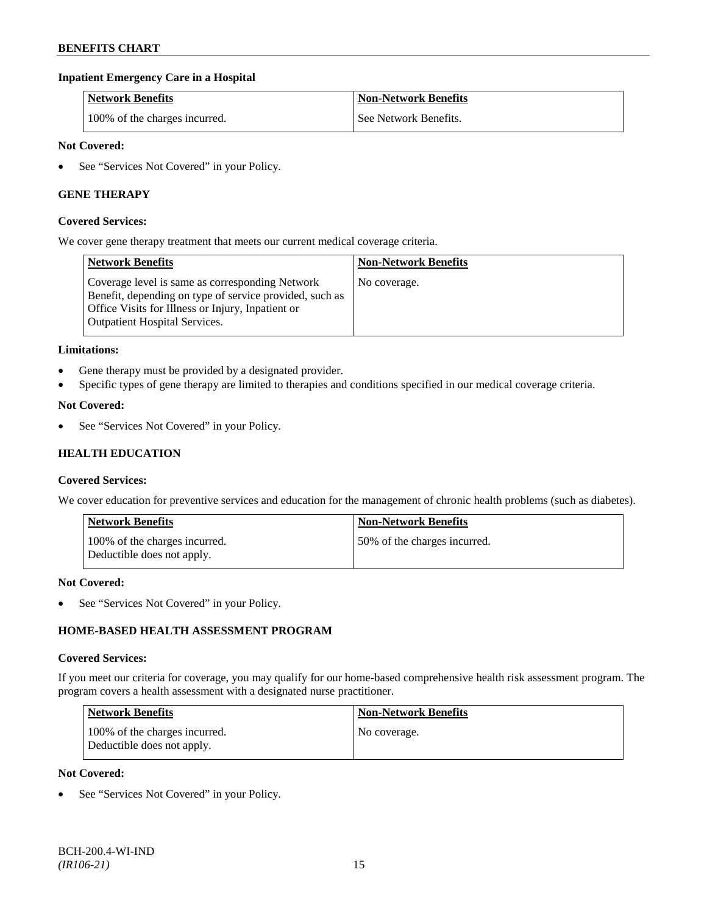### Inpatient Emergency Care in a Hospital

| Network Benefits | Non-Network Benefits |
| --- | --- |
| 100% of the charges incurred. | See Network Benefits. |

**Not Covered:**

- See "Services Not Covered" in your Policy.

## GENE THERAPY

**Covered Services:**

We cover gene therapy treatment that meets our current medical coverage criteria.

| Network Benefits | Non-Network Benefits |
| --- | --- |
| Coverage level is same as corresponding Network Benefit, depending on type of service provided, such as Office Visits for Illness or Injury, Inpatient or Outpatient Hospital Services. | No coverage. |

**Limitations:**

- Gene therapy must be provided by a designated provider.
- Specific types of gene therapy are limited to therapies and conditions specified in our medical coverage criteria.

**Not Covered:**

- See "Services Not Covered" in your Policy.

## HEALTH EDUCATION

**Covered Services:**

We cover education for preventive services and education for the management of chronic health problems (such as diabetes).

| Network Benefits | Non-Network Benefits |
| --- | --- |
| 100% of the charges incurred. Deductible does not apply. | 50% of the charges incurred. |

**Not Covered:**

- See "Services Not Covered" in your Policy.

## HOME-BASED HEALTH ASSESSMENT PROGRAM

**Covered Services:**

If you meet our criteria for coverage, you may qualify for our home-based comprehensive health risk assessment program. The program covers a health assessment with a designated nurse practitioner.

| Network Benefits | Non-Network Benefits |
| --- | --- |
| 100% of the charges incurred. Deductible does not apply. | No coverage. |

**Not Covered:**

- See "Services Not Covered" in your Policy.

BCH-200.4-WI-IND
*(IR106-21)*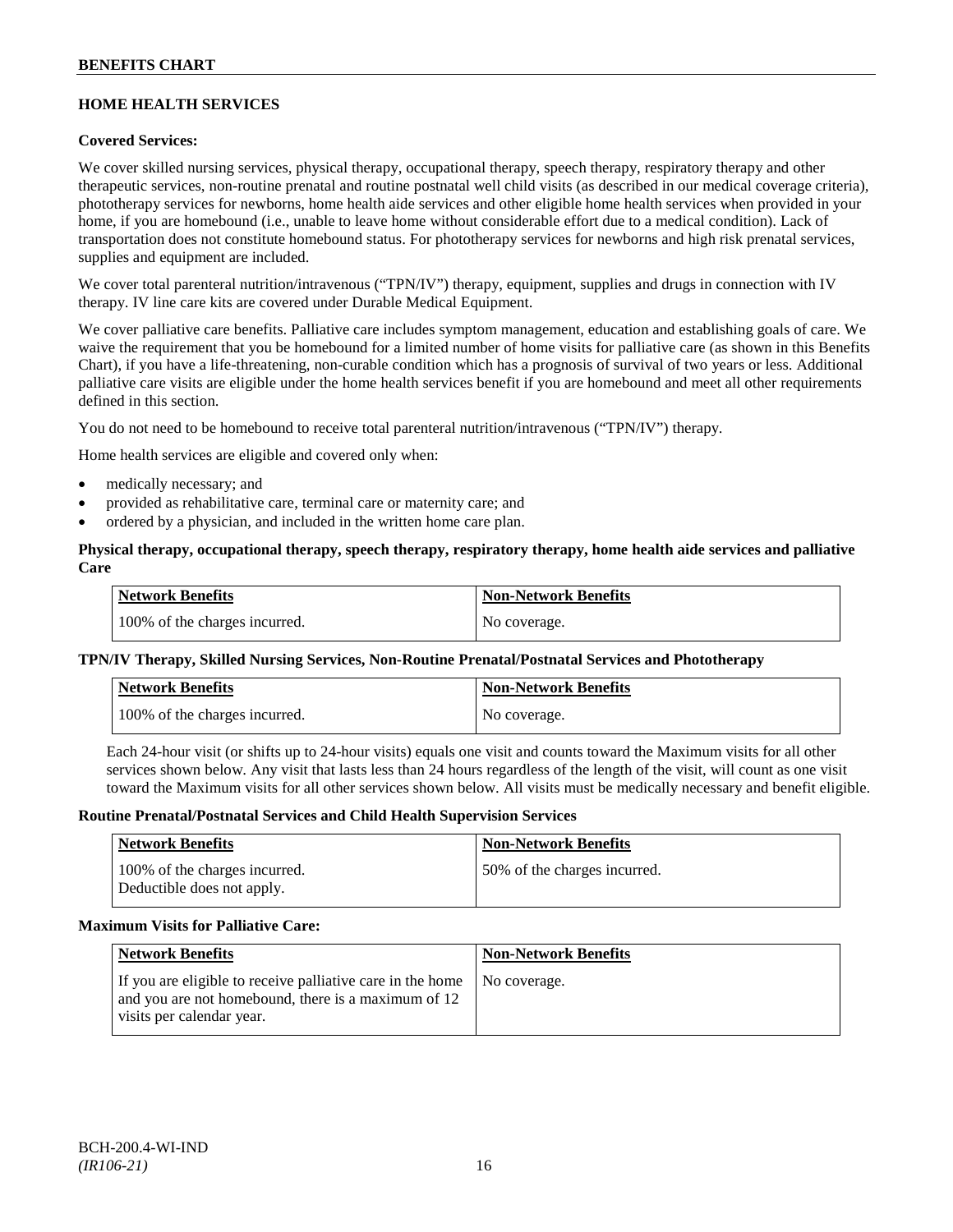## HOME HEALTH SERVICES

### Covered Services:

We cover skilled nursing services, physical therapy, occupational therapy, speech therapy, respiratory therapy and other therapeutic services, non-routine prenatal and routine postnatal well child visits (as described in our medical coverage criteria), phototherapy services for newborns, home health aide services and other eligible home health services when provided in your home, if you are homebound (i.e., unable to leave home without considerable effort due to a medical condition). Lack of transportation does not constitute homebound status. For phototherapy services for newborns and high risk prenatal services, supplies and equipment are included.

We cover total parenteral nutrition/intravenous ("TPN/IV") therapy, equipment, supplies and drugs in connection with IV therapy. IV line care kits are covered under Durable Medical Equipment.

We cover palliative care benefits. Palliative care includes symptom management, education and establishing goals of care. We waive the requirement that you be homebound for a limited number of home visits for palliative care (as shown in this Benefits Chart), if you have a life-threatening, non-curable condition which has a prognosis of survival of two years or less. Additional palliative care visits are eligible under the home health services benefit if you are homebound and meet all other requirements defined in this section.

You do not need to be homebound to receive total parenteral nutrition/intravenous ("TPN/IV") therapy.

Home health services are eligible and covered only when:

- medically necessary; and
- provided as rehabilitative care, terminal care or maternity care; and
- ordered by a physician, and included in the written home care plan.

### Physical therapy, occupational therapy, speech therapy, respiratory therapy, home health aide services and palliative Care

| Network Benefits | Non-Network Benefits |
|---|---|
| 100% of the charges incurred. | No coverage. |

### TPN/IV Therapy, Skilled Nursing Services, Non-Routine Prenatal/Postnatal Services and Phototherapy

| Network Benefits | Non-Network Benefits |
|---|---|
| 100% of the charges incurred. | No coverage. |

Each 24-hour visit (or shifts up to 24-hour visits) equals one visit and counts toward the Maximum visits for all other services shown below. Any visit that lasts less than 24 hours regardless of the length of the visit, will count as one visit toward the Maximum visits for all other services shown below. All visits must be medically necessary and benefit eligible.

### Routine Prenatal/Postnatal Services and Child Health Supervision Services

| Network Benefits | Non-Network Benefits |
|---|---|
| 100% of the charges incurred. Deductible does not apply. | 50% of the charges incurred. |

### Maximum Visits for Palliative Care:

| Network Benefits | Non-Network Benefits |
|---|---|
| If you are eligible to receive palliative care in the home and you are not homebound, there is a maximum of 12 visits per calendar year. | No coverage. |

BCH-200.4-WI-IND
*(IR106-21)*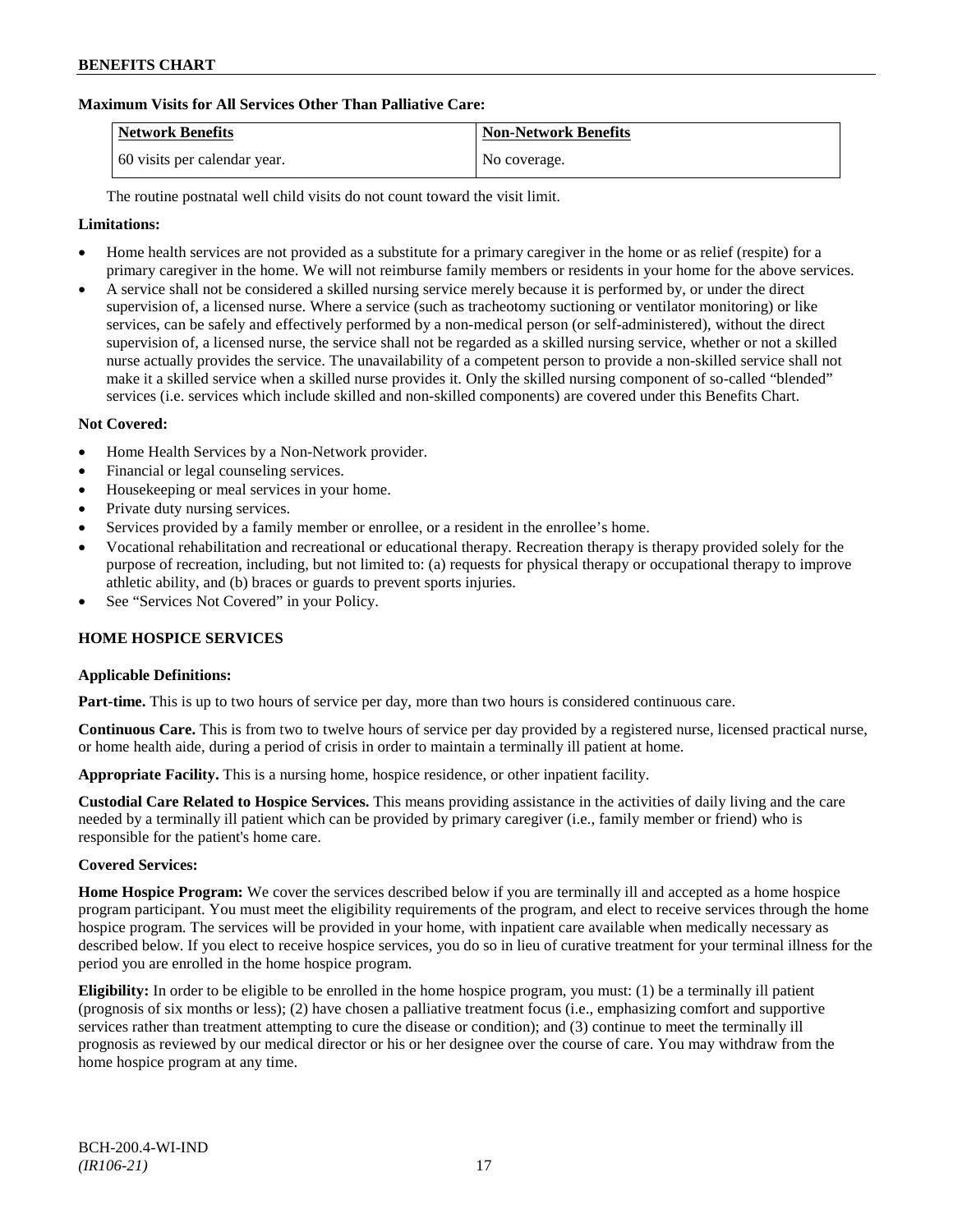**Maximum Visits for All Services Other Than Palliative Care:**

| Network Benefits | Non-Network Benefits |
|---|---|
| 60 visits per calendar year. | No coverage. |

The routine postnatal well child visits do not count toward the visit limit.

**Limitations:**

- Home health services are not provided as a substitute for a primary caregiver in the home or as relief (respite) for a primary caregiver in the home. We will not reimburse family members or residents in your home for the above services.
- A service shall not be considered a skilled nursing service merely because it is performed by, or under the direct supervision of, a licensed nurse. Where a service (such as tracheotomy suctioning or ventilator monitoring) or like services, can be safely and effectively performed by a non-medical person (or self-administered), without the direct supervision of, a licensed nurse, the service shall not be regarded as a skilled nursing service, whether or not a skilled nurse actually provides the service. The unavailability of a competent person to provide a non-skilled service shall not make it a skilled service when a skilled nurse provides it. Only the skilled nursing component of so-called "blended" services (i.e. services which include skilled and non-skilled components) are covered under this Benefits Chart.

**Not Covered:**

- Home Health Services by a Non-Network provider.
- Financial or legal counseling services.
- Housekeeping or meal services in your home.
- Private duty nursing services.
- Services provided by a family member or enrollee, or a resident in the enrollee's home.
- Vocational rehabilitation and recreational or educational therapy. Recreation therapy is therapy provided solely for the purpose of recreation, including, but not limited to: (a) requests for physical therapy or occupational therapy to improve athletic ability, and (b) braces or guards to prevent sports injuries.
- See "Services Not Covered" in your Policy.

## HOME HOSPICE SERVICES

**Applicable Definitions:**

**Part-time.** This is up to two hours of service per day, more than two hours is considered continuous care.

**Continuous Care.** This is from two to twelve hours of service per day provided by a registered nurse, licensed practical nurse, or home health aide, during a period of crisis in order to maintain a terminally ill patient at home.

**Appropriate Facility.** This is a nursing home, hospice residence, or other inpatient facility.

**Custodial Care Related to Hospice Services.** This means providing assistance in the activities of daily living and the care needed by a terminally ill patient which can be provided by primary caregiver (i.e., family member or friend) who is responsible for the patient's home care.

**Covered Services:**

**Home Hospice Program:** We cover the services described below if you are terminally ill and accepted as a home hospice program participant. You must meet the eligibility requirements of the program, and elect to receive services through the home hospice program. The services will be provided in your home, with inpatient care available when medically necessary as described below. If you elect to receive hospice services, you do so in lieu of curative treatment for your terminal illness for the period you are enrolled in the home hospice program.

**Eligibility:** In order to be eligible to be enrolled in the home hospice program, you must: (1) be a terminally ill patient (prognosis of six months or less); (2) have chosen a palliative treatment focus (i.e., emphasizing comfort and supportive services rather than treatment attempting to cure the disease or condition); and (3) continue to meet the terminally ill prognosis as reviewed by our medical director or his or her designee over the course of care. You may withdraw from the home hospice program at any time.

BCH-200.4-WI-IND
*(IR106-21)*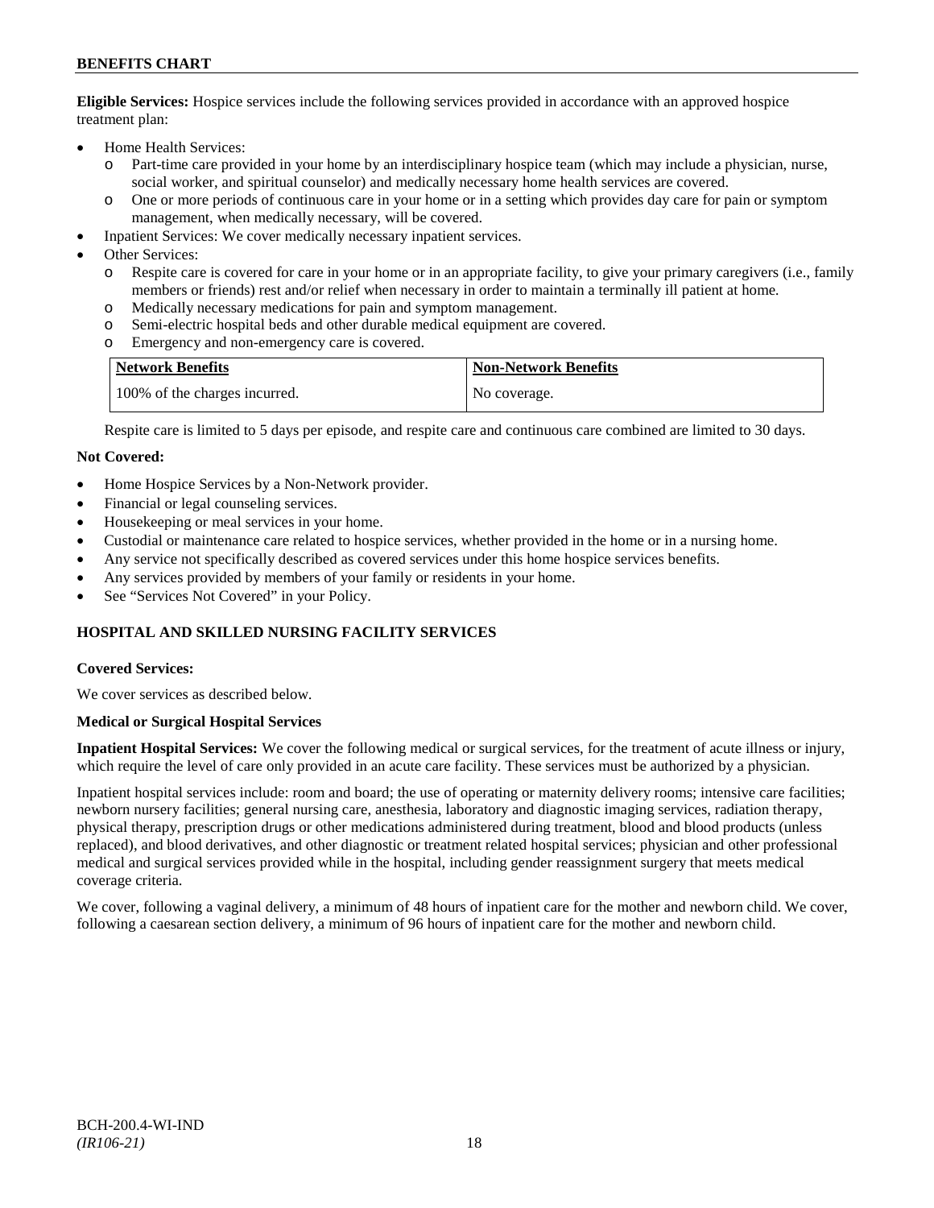**Eligible Services:** Hospice services include the following services provided in accordance with an approved hospice treatment plan:

- Home Health Services:
  - Part-time care provided in your home by an interdisciplinary hospice team (which may include a physician, nurse, social worker, and spiritual counselor) and medically necessary home health services are covered.
  - One or more periods of continuous care in your home or in a setting which provides day care for pain or symptom management, when medically necessary, will be covered.
- Inpatient Services: We cover medically necessary inpatient services.
- Other Services:
  - Respite care is covered for care in your home or in an appropriate facility, to give your primary caregivers (i.e., family members or friends) rest and/or relief when necessary in order to maintain a terminally ill patient at home.
  - Medically necessary medications for pain and symptom management.
  - Semi-electric hospital beds and other durable medical equipment are covered.
  - Emergency and non-emergency care is covered.

| Network Benefits | Non-Network Benefits |
|---|---|
| 100% of the charges incurred. | No coverage. |

Respite care is limited to 5 days per episode, and respite care and continuous care combined are limited to 30 days.

**Not Covered:**

- Home Hospice Services by a Non-Network provider.
- Financial or legal counseling services.
- Housekeeping or meal services in your home.
- Custodial or maintenance care related to hospice services, whether provided in the home or in a nursing home.
- Any service not specifically described as covered services under this home hospice services benefits.
- Any services provided by members of your family or residents in your home.
- See "Services Not Covered" in your Policy.

## HOSPITAL AND SKILLED NURSING FACILITY SERVICES

**Covered Services:**

We cover services as described below.

**Medical or Surgical Hospital Services**

**Inpatient Hospital Services:** We cover the following medical or surgical services, for the treatment of acute illness or injury, which require the level of care only provided in an acute care facility. These services must be authorized by a physician.

Inpatient hospital services include: room and board; the use of operating or maternity delivery rooms; intensive care facilities; newborn nursery facilities; general nursing care, anesthesia, laboratory and diagnostic imaging services, radiation therapy, physical therapy, prescription drugs or other medications administered during treatment, blood and blood products (unless replaced), and blood derivatives, and other diagnostic or treatment related hospital services; physician and other professional medical and surgical services provided while in the hospital, including gender reassignment surgery that meets medical coverage criteria.

We cover, following a vaginal delivery, a minimum of 48 hours of inpatient care for the mother and newborn child. We cover, following a caesarean section delivery, a minimum of 96 hours of inpatient care for the mother and newborn child.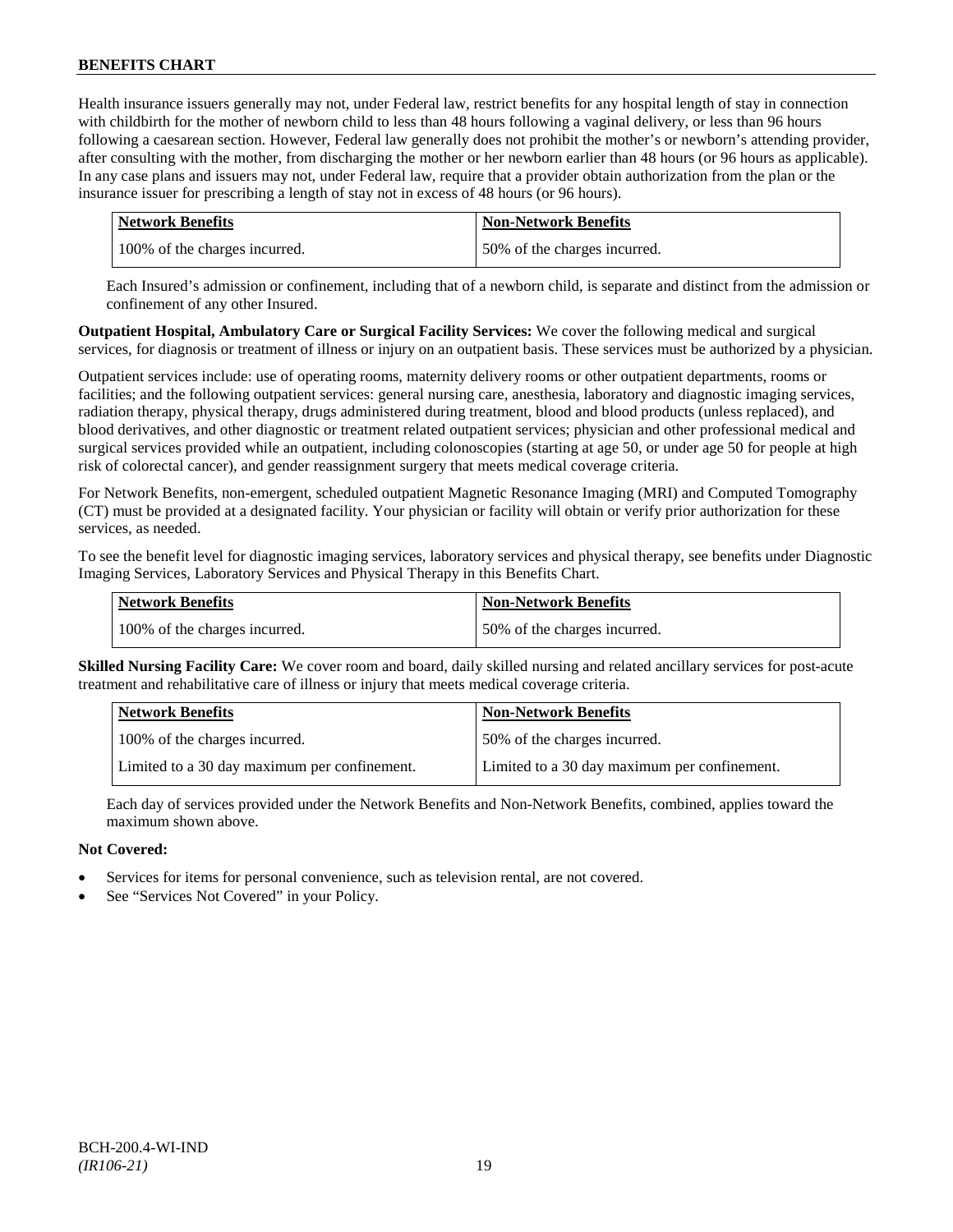Health insurance issuers generally may not, under Federal law, restrict benefits for any hospital length of stay in connection with childbirth for the mother of newborn child to less than 48 hours following a vaginal delivery, or less than 96 hours following a caesarean section. However, Federal law generally does not prohibit the mother's or newborn's attending provider, after consulting with the mother, from discharging the mother or her newborn earlier than 48 hours (or 96 hours as applicable). In any case plans and issuers may not, under Federal law, require that a provider obtain authorization from the plan or the insurance issuer for prescribing a length of stay not in excess of 48 hours (or 96 hours).

| Network Benefits | Non-Network Benefits |
|---|---|
| 100% of the charges incurred. | 50% of the charges incurred. |

Each Insured's admission or confinement, including that of a newborn child, is separate and distinct from the admission or confinement of any other Insured.

**Outpatient Hospital, Ambulatory Care or Surgical Facility Services:** We cover the following medical and surgical services, for diagnosis or treatment of illness or injury on an outpatient basis. These services must be authorized by a physician.

Outpatient services include: use of operating rooms, maternity delivery rooms or other outpatient departments, rooms or facilities; and the following outpatient services: general nursing care, anesthesia, laboratory and diagnostic imaging services, radiation therapy, physical therapy, drugs administered during treatment, blood and blood products (unless replaced), and blood derivatives, and other diagnostic or treatment related outpatient services; physician and other professional medical and surgical services provided while an outpatient, including colonoscopies (starting at age 50, or under age 50 for people at high risk of colorectal cancer), and gender reassignment surgery that meets medical coverage criteria.

For Network Benefits, non-emergent, scheduled outpatient Magnetic Resonance Imaging (MRI) and Computed Tomography (CT) must be provided at a designated facility. Your physician or facility will obtain or verify prior authorization for these services, as needed.

To see the benefit level for diagnostic imaging services, laboratory services and physical therapy, see benefits under Diagnostic Imaging Services, Laboratory Services and Physical Therapy in this Benefits Chart.

| Network Benefits | Non-Network Benefits |
|---|---|
| 100% of the charges incurred. | 50% of the charges incurred. |

**Skilled Nursing Facility Care:** We cover room and board, daily skilled nursing and related ancillary services for post-acute treatment and rehabilitative care of illness or injury that meets medical coverage criteria.

| Network Benefits | Non-Network Benefits |
|---|---|
| 100% of the charges incurred. | 50% of the charges incurred. |
| Limited to a 30 day maximum per confinement. | Limited to a 30 day maximum per confinement. |

Each day of services provided under the Network Benefits and Non-Network Benefits, combined, applies toward the maximum shown above.

**Not Covered:**

- Services for items for personal convenience, such as television rental, are not covered.
- See "Services Not Covered" in your Policy.

BCH-200.4-WI-IND
*(IR106-21)*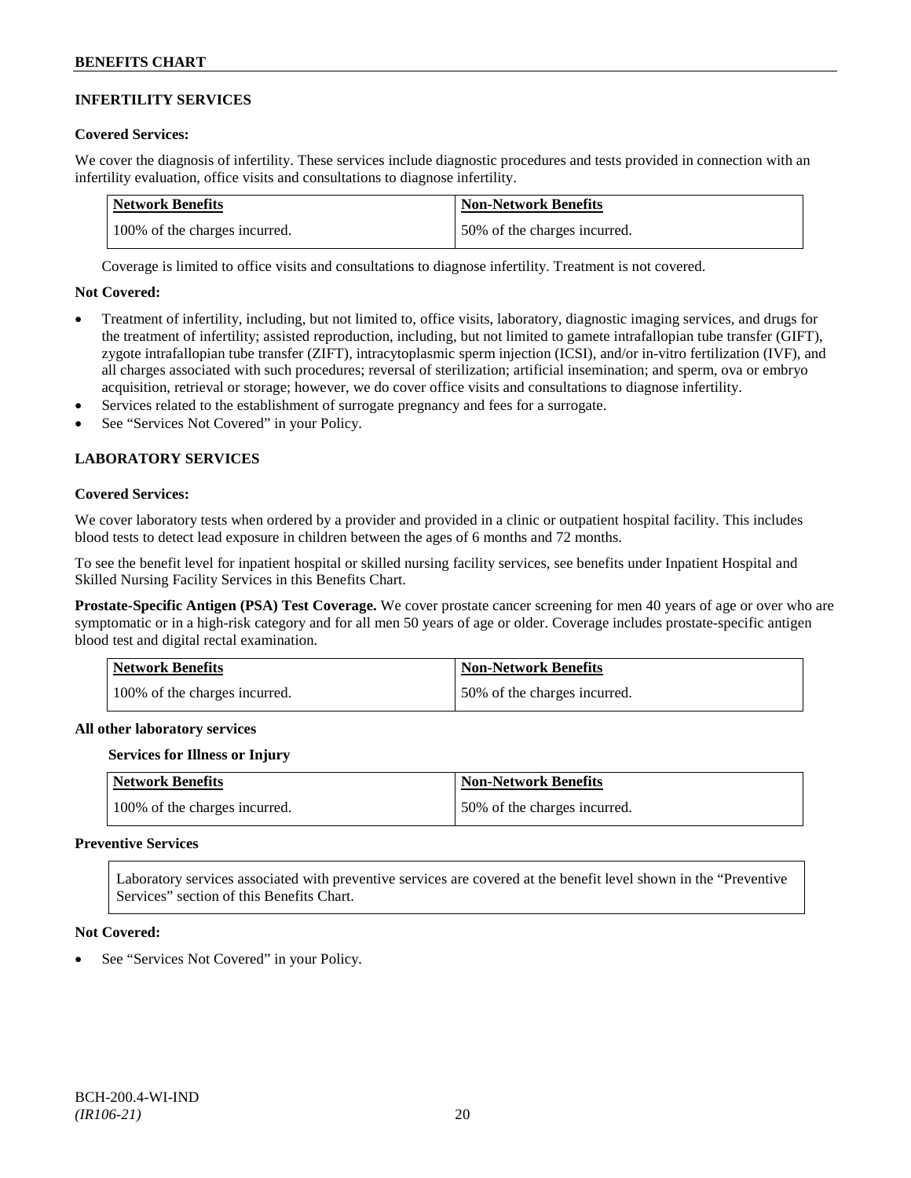## INFERTILITY SERVICES

**Covered Services:**

We cover the diagnosis of infertility. These services include diagnostic procedures and tests provided in connection with an infertility evaluation, office visits and consultations to diagnose infertility.

| Network Benefits | Non-Network Benefits |
|---|---|
| 100% of the charges incurred. | 50% of the charges incurred. |

Coverage is limited to office visits and consultations to diagnose infertility. Treatment is not covered.

**Not Covered:**

- Treatment of infertility, including, but not limited to, office visits, laboratory, diagnostic imaging services, and drugs for the treatment of infertility; assisted reproduction, including, but not limited to gamete intrafallopian tube transfer (GIFT), zygote intrafallopian tube transfer (ZIFT), intracytoplasmic sperm injection (ICSI), and/or in-vitro fertilization (IVF), and all charges associated with such procedures; reversal of sterilization; artificial insemination; and sperm, ova or embryo acquisition, retrieval or storage; however, we do cover office visits and consultations to diagnose infertility.
- Services related to the establishment of surrogate pregnancy and fees for a surrogate.
- See "Services Not Covered" in your Policy.

## LABORATORY SERVICES

**Covered Services:**

We cover laboratory tests when ordered by a provider and provided in a clinic or outpatient hospital facility. This includes blood tests to detect lead exposure in children between the ages of 6 months and 72 months.

To see the benefit level for inpatient hospital or skilled nursing facility services, see benefits under Inpatient Hospital and Skilled Nursing Facility Services in this Benefits Chart.

**Prostate-Specific Antigen (PSA) Test Coverage.** We cover prostate cancer screening for men 40 years of age or over who are symptomatic or in a high-risk category and for all men 50 years of age or older. Coverage includes prostate-specific antigen blood test and digital rectal examination.

| Network Benefits | Non-Network Benefits |
|---|---|
| 100% of the charges incurred. | 50% of the charges incurred. |

**All other laboratory services**

**Services for Illness or Injury**

| Network Benefits | Non-Network Benefits |
|---|---|
| 100% of the charges incurred. | 50% of the charges incurred. |

**Preventive Services**

Laboratory services associated with preventive services are covered at the benefit level shown in the "Preventive Services" section of this Benefits Chart.

**Not Covered:**

- See "Services Not Covered" in your Policy.

BCH-200.4-WI-IND
*(IR106-21)*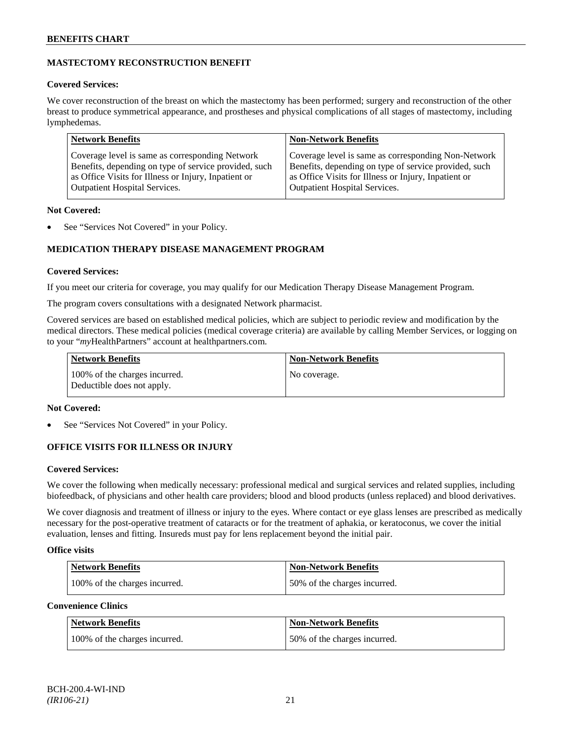## MASTECTOMY RECONSTRUCTION BENEFIT

**Covered Services:**

We cover reconstruction of the breast on which the mastectomy has been performed; surgery and reconstruction of the other breast to produce symmetrical appearance, and prostheses and physical complications of all stages of mastectomy, including lymphedemas.

| Network Benefits | Non-Network Benefits |
|---|---|
| Coverage level is same as corresponding Network Benefits, depending on type of service provided, such as Office Visits for Illness or Injury, Inpatient or Outpatient Hospital Services. | Coverage level is same as corresponding Non-Network Benefits, depending on type of service provided, such as Office Visits for Illness or Injury, Inpatient or Outpatient Hospital Services. |

**Not Covered:**

- See "Services Not Covered" in your Policy.

## MEDICATION THERAPY DISEASE MANAGEMENT PROGRAM

**Covered Services:**

If you meet our criteria for coverage, you may qualify for our Medication Therapy Disease Management Program.

The program covers consultations with a designated Network pharmacist.

Covered services are based on established medical policies, which are subject to periodic review and modification by the medical directors. These medical policies (medical coverage criteria) are available by calling Member Services, or logging on to your "*my*HealthPartners" account at healthpartners.com.

| Network Benefits | Non-Network Benefits |
|---|---|
| 100% of the charges incurred. Deductible does not apply. | No coverage. |

**Not Covered:**

- See "Services Not Covered" in your Policy.

## OFFICE VISITS FOR ILLNESS OR INJURY

**Covered Services:**

We cover the following when medically necessary: professional medical and surgical services and related supplies, including biofeedback, of physicians and other health care providers; blood and blood products (unless replaced) and blood derivatives.

We cover diagnosis and treatment of illness or injury to the eyes. Where contact or eye glass lenses are prescribed as medically necessary for the post-operative treatment of cataracts or for the treatment of aphakia, or keratoconus, we cover the initial evaluation, lenses and fitting. Insureds must pay for lens replacement beyond the initial pair.

**Office visits**

| Network Benefits | Non-Network Benefits |
|---|---|
| 100% of the charges incurred. | 50% of the charges incurred. |

**Convenience Clinics**

| Network Benefits | Non-Network Benefits |
|---|---|
| 100% of the charges incurred. | 50% of the charges incurred. |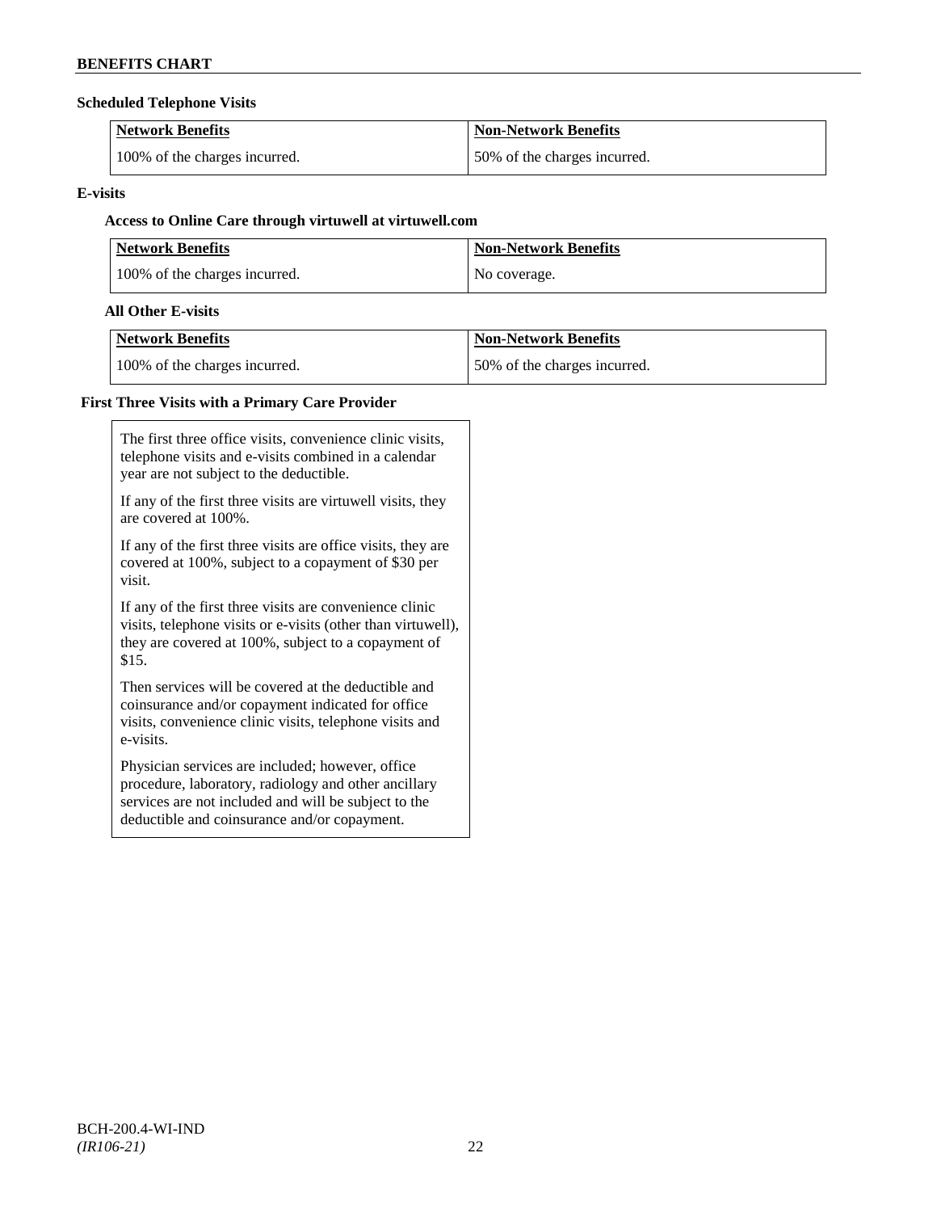**Scheduled Telephone Visits**

| Network Benefits | Non-Network Benefits |
| --- | --- |
| 100% of the charges incurred. | 50% of the charges incurred. |

**E-visits**

**Access to Online Care through virtuwell at virtuwell.com**

| Network Benefits | Non-Network Benefits |
| --- | --- |
| 100% of the charges incurred. | No coverage. |

**All Other E-visits**

| Network Benefits | Non-Network Benefits |
| --- | --- |
| 100% of the charges incurred. | 50% of the charges incurred. |

**First Three Visits with a Primary Care Provider**

The first three office visits, convenience clinic visits, telephone visits and e-visits combined in a calendar year are not subject to the deductible.

If any of the first three visits are virtuwell visits, they are covered at 100%.

If any of the first three visits are office visits, they are covered at 100%, subject to a copayment of $30 per visit.

If any of the first three visits are convenience clinic visits, telephone visits or e-visits (other than virtuwell), they are covered at 100%, subject to a copayment of $15.

Then services will be covered at the deductible and coinsurance and/or copayment indicated for office visits, convenience clinic visits, telephone visits and e-visits.

Physician services are included; however, office procedure, laboratory, radiology and other ancillary services are not included and will be subject to the deductible and coinsurance and/or copayment.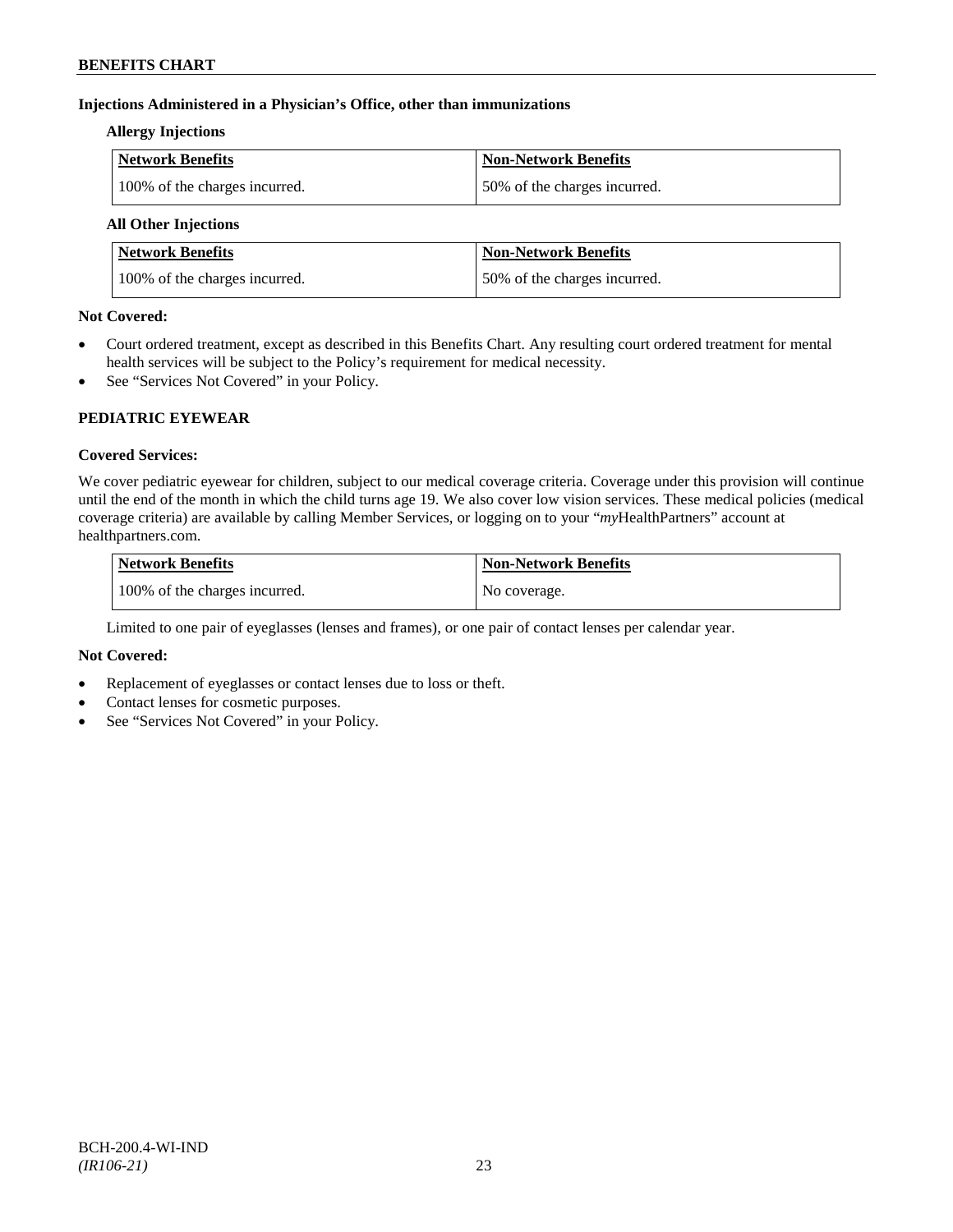**Injections Administered in a Physician's Office, other than immunizations**

**Allergy Injections**

| Network Benefits | Non-Network Benefits |
|---|---|
| 100% of the charges incurred. | 50% of the charges incurred. |

**All Other Injections**

| Network Benefits | Non-Network Benefits |
|---|---|
| 100% of the charges incurred. | 50% of the charges incurred. |

**Not Covered:**

- Court ordered treatment, except as described in this Benefits Chart. Any resulting court ordered treatment for mental health services will be subject to the Policy's requirement for medical necessity.
- See "Services Not Covered" in your Policy.

## PEDIATRIC EYEWEAR

**Covered Services:**

We cover pediatric eyewear for children, subject to our medical coverage criteria. Coverage under this provision will continue until the end of the month in which the child turns age 19. We also cover low vision services. These medical policies (medical coverage criteria) are available by calling Member Services, or logging on to your "*my*HealthPartners" account at healthpartners.com.

| Network Benefits | Non-Network Benefits |
|---|---|
| 100% of the charges incurred. | No coverage. |

Limited to one pair of eyeglasses (lenses and frames), or one pair of contact lenses per calendar year.

**Not Covered:**

- Replacement of eyeglasses or contact lenses due to loss or theft.
- Contact lenses for cosmetic purposes.
- See "Services Not Covered" in your Policy.

BCH-200.4-WI-IND
*(IR106-21)*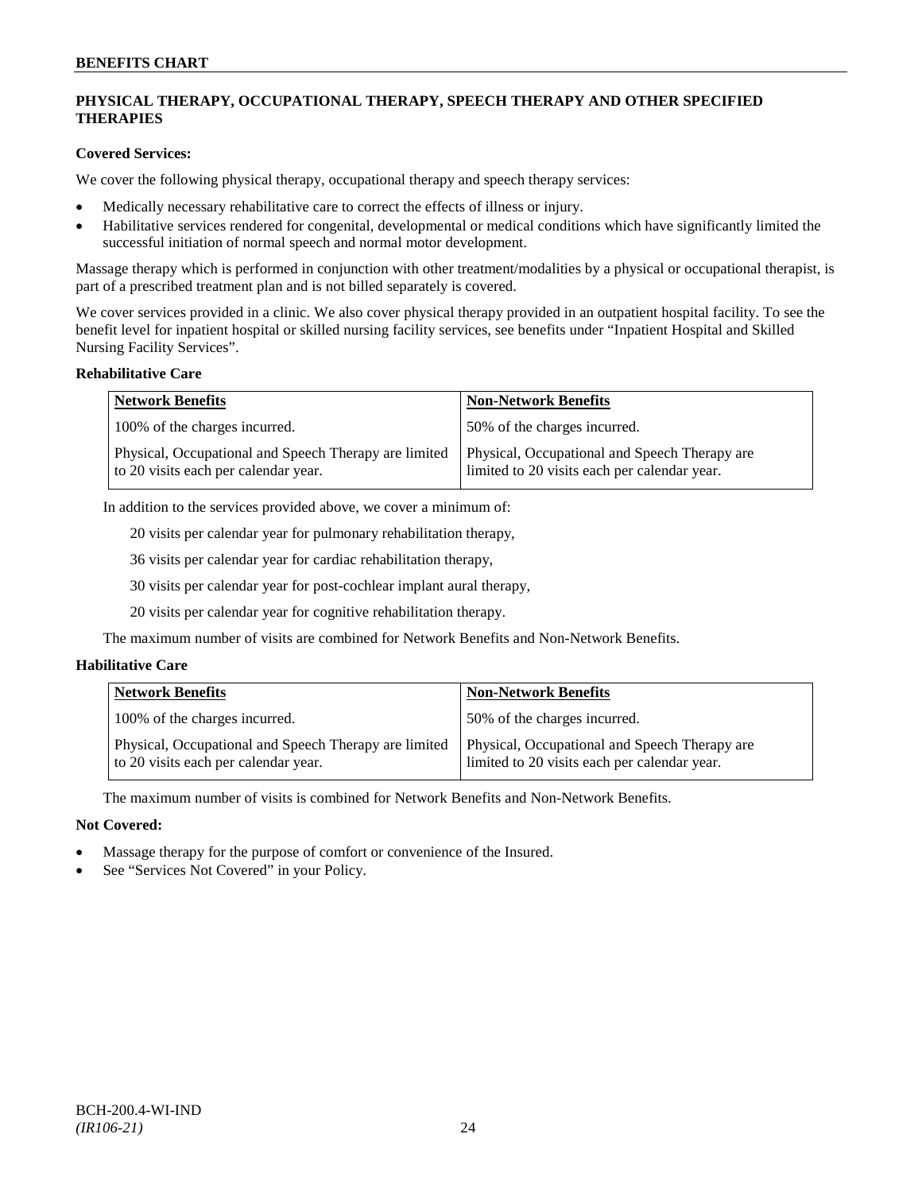## PHYSICAL THERAPY, OCCUPATIONAL THERAPY, SPEECH THERAPY AND OTHER SPECIFIED THERAPIES

**Covered Services:**

We cover the following physical therapy, occupational therapy and speech therapy services:

- Medically necessary rehabilitative care to correct the effects of illness or injury.
- Habilitative services rendered for congenital, developmental or medical conditions which have significantly limited the successful initiation of normal speech and normal motor development.

Massage therapy which is performed in conjunction with other treatment/modalities by a physical or occupational therapist, is part of a prescribed treatment plan and is not billed separately is covered.

We cover services provided in a clinic. We also cover physical therapy provided in an outpatient hospital facility. To see the benefit level for inpatient hospital or skilled nursing facility services, see benefits under "Inpatient Hospital and Skilled Nursing Facility Services".

**Rehabilitative Care**

| Network Benefits | Non-Network Benefits |
|---|---|
| 100% of the charges incurred. | 50% of the charges incurred. |
| Physical, Occupational and Speech Therapy are limited to 20 visits each per calendar year. | Physical, Occupational and Speech Therapy are limited to 20 visits each per calendar year. |

In addition to the services provided above, we cover a minimum of:

20 visits per calendar year for pulmonary rehabilitation therapy,

36 visits per calendar year for cardiac rehabilitation therapy,

30 visits per calendar year for post-cochlear implant aural therapy,

20 visits per calendar year for cognitive rehabilitation therapy.

The maximum number of visits are combined for Network Benefits and Non-Network Benefits.

**Habilitative Care**

| Network Benefits | Non-Network Benefits |
|---|---|
| 100% of the charges incurred. | 50% of the charges incurred. |
| Physical, Occupational and Speech Therapy are limited to 20 visits each per calendar year. | Physical, Occupational and Speech Therapy are limited to 20 visits each per calendar year. |

The maximum number of visits is combined for Network Benefits and Non-Network Benefits.

**Not Covered:**

- Massage therapy for the purpose of comfort or convenience of the Insured.
- See "Services Not Covered" in your Policy.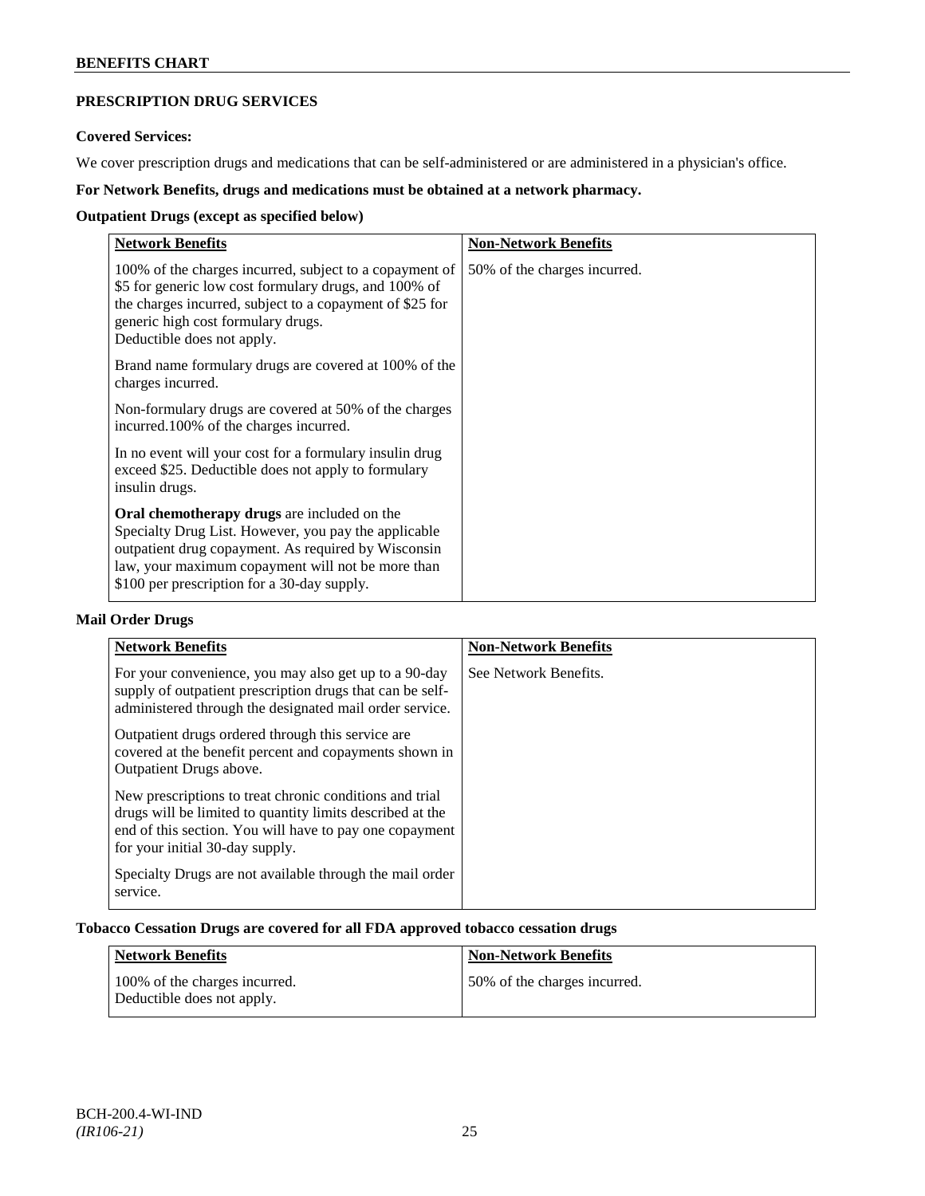## PRESCRIPTION DRUG SERVICES

**Covered Services:**

We cover prescription drugs and medications that can be self-administered or are administered in a physician's office.

**For Network Benefits, drugs and medications must be obtained at a network pharmacy.**

**Outpatient Drugs (except as specified below)**

| Network Benefits | Non-Network Benefits |
|---|---|
| 100% of the charges incurred, subject to a copayment of \$5 for generic low cost formulary drugs, and 100% of the charges incurred, subject to a copayment of \$25 for generic high cost formulary drugs.<br>Deductible does not apply.<br><br>Brand name formulary drugs are covered at 100% of the charges incurred.<br><br>Non-formulary drugs are covered at 50% of the charges incurred.100% of the charges incurred.<br><br>In no event will your cost for a formulary insulin drug exceed \$25. Deductible does not apply to formulary insulin drugs.<br><br>**Oral chemotherapy drugs** are included on the Specialty Drug List. However, you pay the applicable outpatient drug copayment. As required by Wisconsin law, your maximum copayment will not be more than \$100 per prescription for a 30-day supply. | 50% of the charges incurred. |

**Mail Order Drugs**

| Network Benefits | Non-Network Benefits |
|---|---|
| For your convenience, you may also get up to a 90-day supply of outpatient prescription drugs that can be self-administered through the designated mail order service.<br><br>Outpatient drugs ordered through this service are covered at the benefit percent and copayments shown in Outpatient Drugs above.<br><br>New prescriptions to treat chronic conditions and trial drugs will be limited to quantity limits described at the end of this section. You will have to pay one copayment for your initial 30-day supply.<br><br>Specialty Drugs are not available through the mail order service. | See Network Benefits. |

**Tobacco Cessation Drugs are covered for all FDA approved tobacco cessation drugs**

| Network Benefits | Non-Network Benefits |
|---|---|
| 100% of the charges incurred.<br>Deductible does not apply. | 50% of the charges incurred. |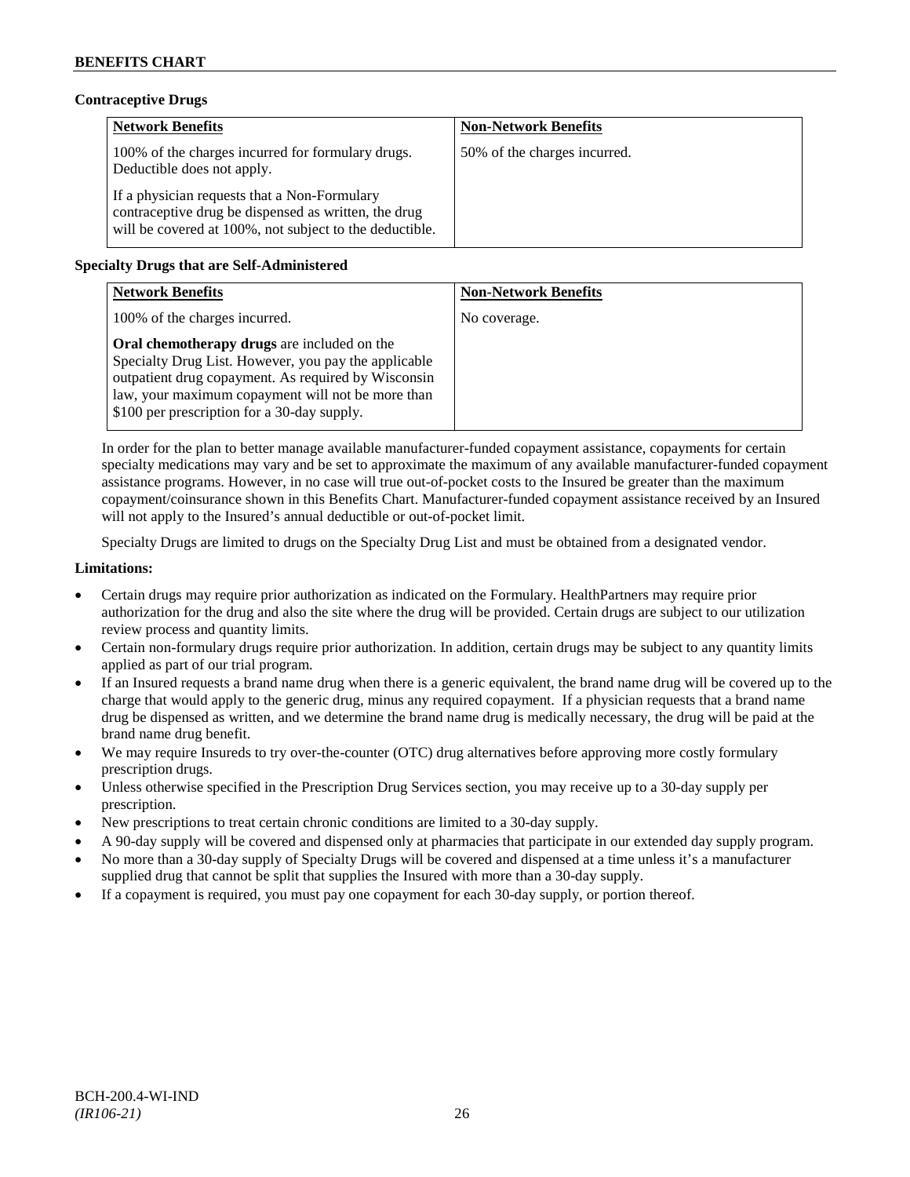### Contraceptive Drugs

| Network Benefits | Non-Network Benefits |
|---|---|
| 100% of the charges incurred for formulary drugs. Deductible does not apply.<br><br>If a physician requests that a Non-Formulary contraceptive drug be dispensed as written, the drug will be covered at 100%, not subject to the deductible. | 50% of the charges incurred. |

### Specialty Drugs that are Self-Administered

| Network Benefits | Non-Network Benefits |
|---|---|
| 100% of the charges incurred.<br><br>**Oral chemotherapy drugs** are included on the Specialty Drug List. However, you pay the applicable outpatient drug copayment. As required by Wisconsin law, your maximum copayment will not be more than $100 per prescription for a 30-day supply. | No coverage. |

In order for the plan to better manage available manufacturer-funded copayment assistance, copayments for certain specialty medications may vary and be set to approximate the maximum of any available manufacturer-funded copayment assistance programs. However, in no case will true out-of-pocket costs to the Insured be greater than the maximum copayment/coinsurance shown in this Benefits Chart. Manufacturer-funded copayment assistance received by an Insured will not apply to the Insured's annual deductible or out-of-pocket limit.

Specialty Drugs are limited to drugs on the Specialty Drug List and must be obtained from a designated vendor.

**Limitations:**

- Certain drugs may require prior authorization as indicated on the Formulary. HealthPartners may require prior authorization for the drug and also the site where the drug will be provided. Certain drugs are subject to our utilization review process and quantity limits.
- Certain non-formulary drugs require prior authorization. In addition, certain drugs may be subject to any quantity limits applied as part of our trial program.
- If an Insured requests a brand name drug when there is a generic equivalent, the brand name drug will be covered up to the charge that would apply to the generic drug, minus any required copayment. If a physician requests that a brand name drug be dispensed as written, and we determine the brand name drug is medically necessary, the drug will be paid at the brand name drug benefit.
- We may require Insureds to try over-the-counter (OTC) drug alternatives before approving more costly formulary prescription drugs.
- Unless otherwise specified in the Prescription Drug Services section, you may receive up to a 30-day supply per prescription.
- New prescriptions to treat certain chronic conditions are limited to a 30-day supply.
- A 90-day supply will be covered and dispensed only at pharmacies that participate in our extended day supply program.
- No more than a 30-day supply of Specialty Drugs will be covered and dispensed at a time unless it's a manufacturer supplied drug that cannot be split that supplies the Insured with more than a 30-day supply.
- If a copayment is required, you must pay one copayment for each 30-day supply, or portion thereof.

BCH-200.4-WI-IND
*(IR106-21)*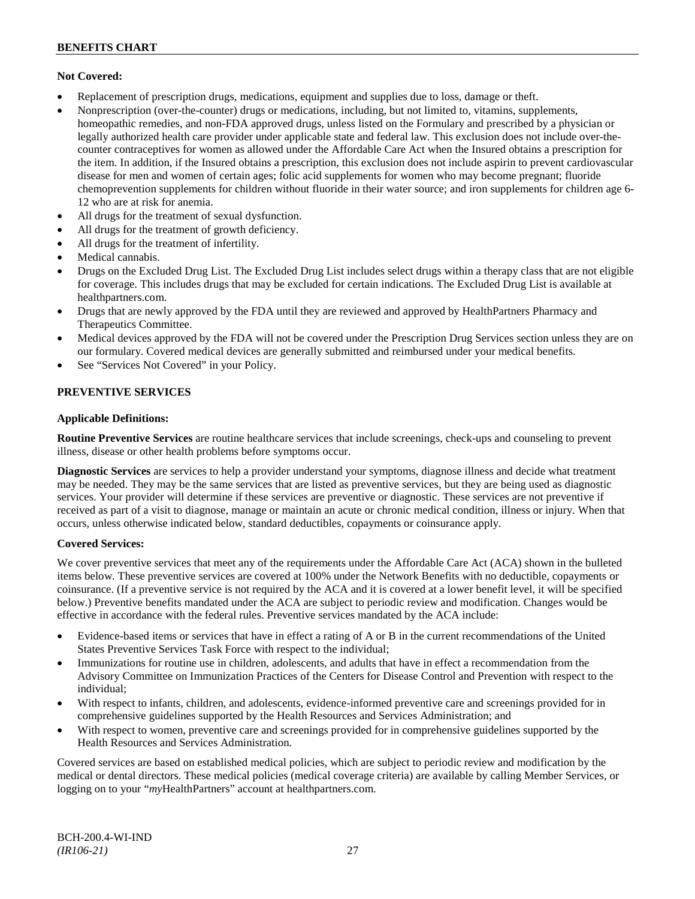**Not Covered:**

- Replacement of prescription drugs, medications, equipment and supplies due to loss, damage or theft.
- Nonprescription (over-the-counter) drugs or medications, including, but not limited to, vitamins, supplements, homeopathic remedies, and non-FDA approved drugs, unless listed on the Formulary and prescribed by a physician or legally authorized health care provider under applicable state and federal law. This exclusion does not include over-the-counter contraceptives for women as allowed under the Affordable Care Act when the Insured obtains a prescription for the item. In addition, if the Insured obtains a prescription, this exclusion does not include aspirin to prevent cardiovascular disease for men and women of certain ages; folic acid supplements for women who may become pregnant; fluoride chemoprevention supplements for children without fluoride in their water source; and iron supplements for children age 6-12 who are at risk for anemia.
- All drugs for the treatment of sexual dysfunction.
- All drugs for the treatment of growth deficiency.
- All drugs for the treatment of infertility.
- Medical cannabis.
- Drugs on the Excluded Drug List. The Excluded Drug List includes select drugs within a therapy class that are not eligible for coverage. This includes drugs that may be excluded for certain indications. The Excluded Drug List is available at healthpartners.com.
- Drugs that are newly approved by the FDA until they are reviewed and approved by HealthPartners Pharmacy and Therapeutics Committee.
- Medical devices approved by the FDA will not be covered under the Prescription Drug Services section unless they are on our formulary. Covered medical devices are generally submitted and reimbursed under your medical benefits.
- See "Services Not Covered" in your Policy.

## PREVENTIVE SERVICES

**Applicable Definitions:**

**Routine Preventive Services** are routine healthcare services that include screenings, check-ups and counseling to prevent illness, disease or other health problems before symptoms occur.

**Diagnostic Services** are services to help a provider understand your symptoms, diagnose illness and decide what treatment may be needed. They may be the same services that are listed as preventive services, but they are being used as diagnostic services. Your provider will determine if these services are preventive or diagnostic. These services are not preventive if received as part of a visit to diagnose, manage or maintain an acute or chronic medical condition, illness or injury. When that occurs, unless otherwise indicated below, standard deductibles, copayments or coinsurance apply.

**Covered Services:**

We cover preventive services that meet any of the requirements under the Affordable Care Act (ACA) shown in the bulleted items below. These preventive services are covered at 100% under the Network Benefits with no deductible, copayments or coinsurance. (If a preventive service is not required by the ACA and it is covered at a lower benefit level, it will be specified below.) Preventive benefits mandated under the ACA are subject to periodic review and modification. Changes would be effective in accordance with the federal rules. Preventive services mandated by the ACA include:

- Evidence-based items or services that have in effect a rating of A or B in the current recommendations of the United States Preventive Services Task Force with respect to the individual;
- Immunizations for routine use in children, adolescents, and adults that have in effect a recommendation from the Advisory Committee on Immunization Practices of the Centers for Disease Control and Prevention with respect to the individual;
- With respect to infants, children, and adolescents, evidence-informed preventive care and screenings provided for in comprehensive guidelines supported by the Health Resources and Services Administration; and
- With respect to women, preventive care and screenings provided for in comprehensive guidelines supported by the Health Resources and Services Administration.

Covered services are based on established medical policies, which are subject to periodic review and modification by the medical or dental directors. These medical policies (medical coverage criteria) are available by calling Member Services, or logging on to your "*my*HealthPartners" account at healthpartners.com.

BCH-200.4-WI-IND
*(IR106-21)*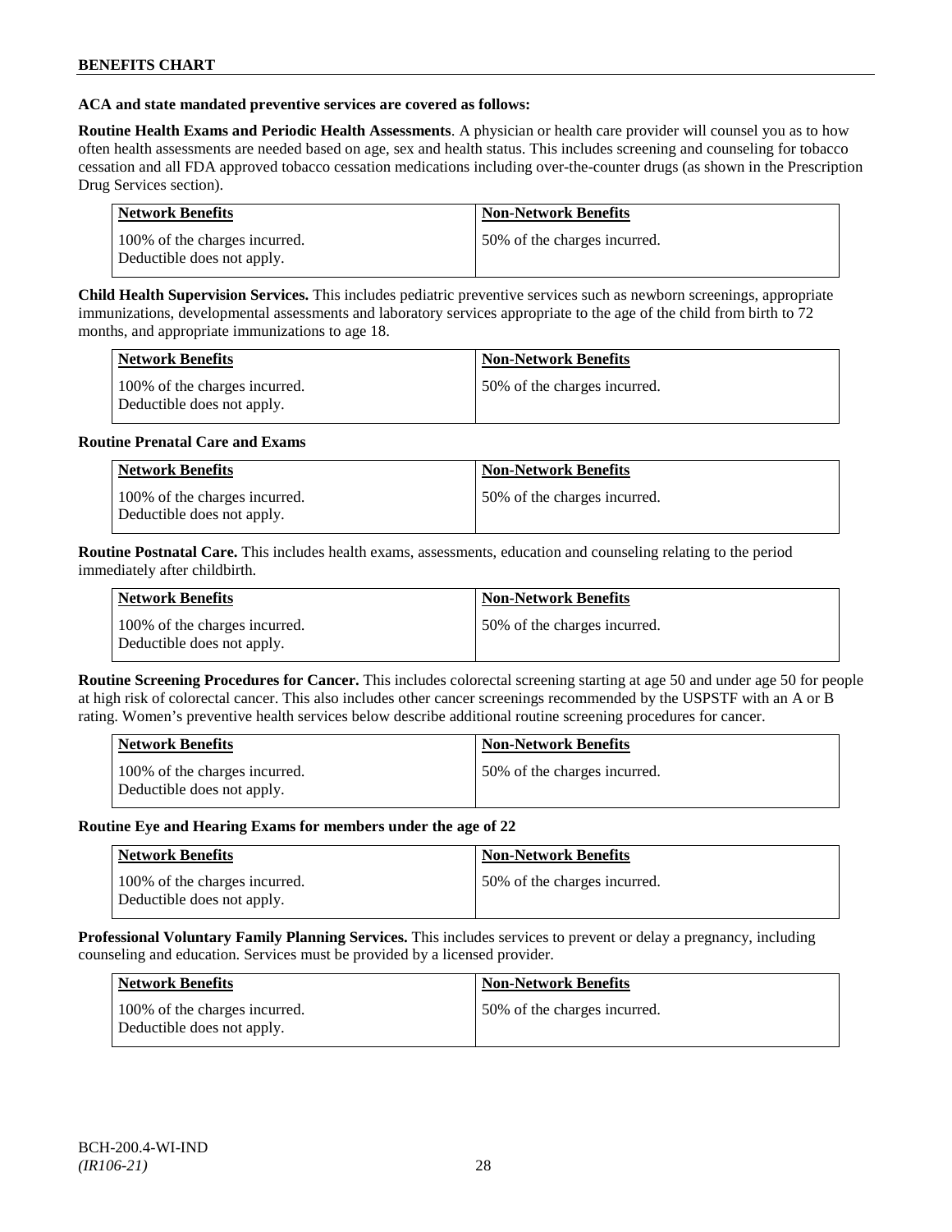**ACA and state mandated preventive services are covered as follows:**

**Routine Health Exams and Periodic Health Assessments**. A physician or health care provider will counsel you as to how often health assessments are needed based on age, sex and health status. This includes screening and counseling for tobacco cessation and all FDA approved tobacco cessation medications including over-the-counter drugs (as shown in the Prescription Drug Services section).

| Network Benefits | Non-Network Benefits |
|---|---|
| 100% of the charges incurred. Deductible does not apply. | 50% of the charges incurred. |

**Child Health Supervision Services.** This includes pediatric preventive services such as newborn screenings, appropriate immunizations, developmental assessments and laboratory services appropriate to the age of the child from birth to 72 months, and appropriate immunizations to age 18.

| Network Benefits | Non-Network Benefits |
|---|---|
| 100% of the charges incurred. Deductible does not apply. | 50% of the charges incurred. |

**Routine Prenatal Care and Exams**

| Network Benefits | Non-Network Benefits |
|---|---|
| 100% of the charges incurred. Deductible does not apply. | 50% of the charges incurred. |

**Routine Postnatal Care.** This includes health exams, assessments, education and counseling relating to the period immediately after childbirth.

| Network Benefits | Non-Network Benefits |
|---|---|
| 100% of the charges incurred. Deductible does not apply. | 50% of the charges incurred. |

**Routine Screening Procedures for Cancer.** This includes colorectal screening starting at age 50 and under age 50 for people at high risk of colorectal cancer. This also includes other cancer screenings recommended by the USPSTF with an A or B rating. Women's preventive health services below describe additional routine screening procedures for cancer.

| Network Benefits | Non-Network Benefits |
|---|---|
| 100% of the charges incurred. Deductible does not apply. | 50% of the charges incurred. |

**Routine Eye and Hearing Exams for members under the age of 22**

| Network Benefits | Non-Network Benefits |
|---|---|
| 100% of the charges incurred. Deductible does not apply. | 50% of the charges incurred. |

**Professional Voluntary Family Planning Services.** This includes services to prevent or delay a pregnancy, including counseling and education. Services must be provided by a licensed provider.

| Network Benefits | Non-Network Benefits |
|---|---|
| 100% of the charges incurred. Deductible does not apply. | 50% of the charges incurred. |

BCH-200.4-WI-IND
*(IR106-21)*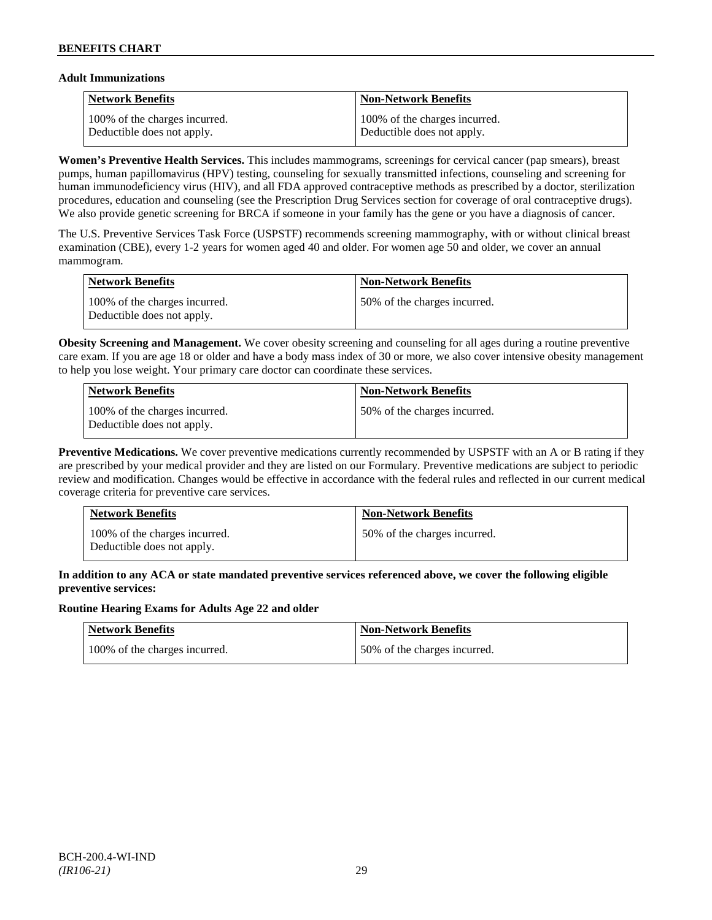**Adult Immunizations**

| Network Benefits | Non-Network Benefits |
|---|---|
| 100% of the charges incurred. Deductible does not apply. | 100% of the charges incurred. Deductible does not apply. |

**Women's Preventive Health Services.** This includes mammograms, screenings for cervical cancer (pap smears), breast pumps, human papillomavirus (HPV) testing, counseling for sexually transmitted infections, counseling and screening for human immunodeficiency virus (HIV), and all FDA approved contraceptive methods as prescribed by a doctor, sterilization procedures, education and counseling (see the Prescription Drug Services section for coverage of oral contraceptive drugs). We also provide genetic screening for BRCA if someone in your family has the gene or you have a diagnosis of cancer.

The U.S. Preventive Services Task Force (USPSTF) recommends screening mammography, with or without clinical breast examination (CBE), every 1-2 years for women aged 40 and older. For women age 50 and older, we cover an annual mammogram.

| Network Benefits | Non-Network Benefits |
|---|---|
| 100% of the charges incurred. Deductible does not apply. | 50% of the charges incurred. |

**Obesity Screening and Management.** We cover obesity screening and counseling for all ages during a routine preventive care exam. If you are age 18 or older and have a body mass index of 30 or more, we also cover intensive obesity management to help you lose weight. Your primary care doctor can coordinate these services.

| Network Benefits | Non-Network Benefits |
|---|---|
| 100% of the charges incurred. Deductible does not apply. | 50% of the charges incurred. |

**Preventive Medications.** We cover preventive medications currently recommended by USPSTF with an A or B rating if they are prescribed by your medical provider and they are listed on our Formulary. Preventive medications are subject to periodic review and modification. Changes would be effective in accordance with the federal rules and reflected in our current medical coverage criteria for preventive care services.

| Network Benefits | Non-Network Benefits |
|---|---|
| 100% of the charges incurred. Deductible does not apply. | 50% of the charges incurred. |

**In addition to any ACA or state mandated preventive services referenced above, we cover the following eligible preventive services:**

**Routine Hearing Exams for Adults Age 22 and older**

| Network Benefits | Non-Network Benefits |
|---|---|
| 100% of the charges incurred. | 50% of the charges incurred. |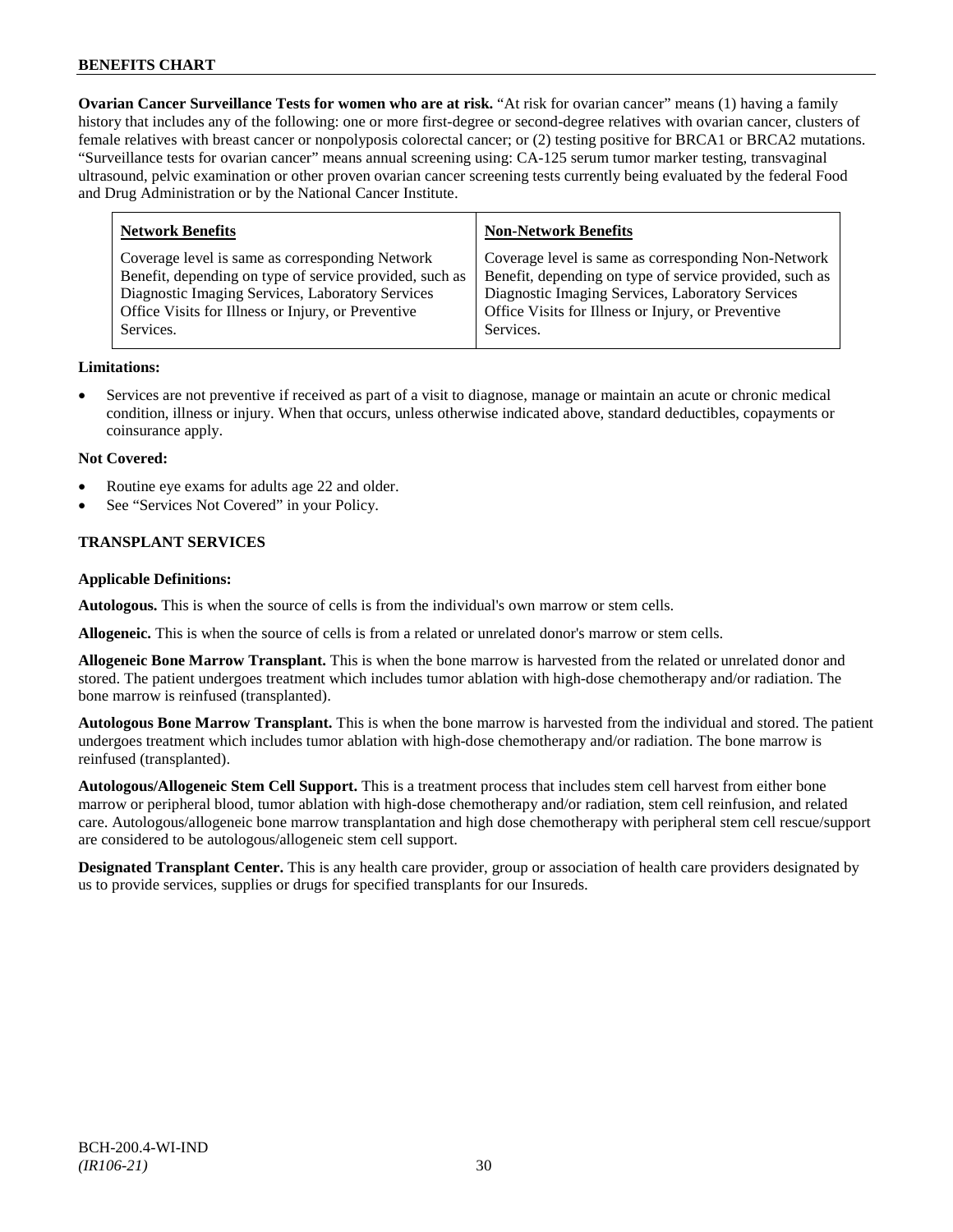**Ovarian Cancer Surveillance Tests for women who are at risk.** "At risk for ovarian cancer" means (1) having a family history that includes any of the following: one or more first-degree or second-degree relatives with ovarian cancer, clusters of female relatives with breast cancer or nonpolyposis colorectal cancer; or (2) testing positive for BRCA1 or BRCA2 mutations. "Surveillance tests for ovarian cancer" means annual screening using: CA-125 serum tumor marker testing, transvaginal ultrasound, pelvic examination or other proven ovarian cancer screening tests currently being evaluated by the federal Food and Drug Administration or by the National Cancer Institute.

| Network Benefits | Non-Network Benefits |
| --- | --- |
| Coverage level is same as corresponding Network Benefit, depending on type of service provided, such as Diagnostic Imaging Services, Laboratory Services Office Visits for Illness or Injury, or Preventive Services. | Coverage level is same as corresponding Non-Network Benefit, depending on type of service provided, such as Diagnostic Imaging Services, Laboratory Services Office Visits for Illness or Injury, or Preventive Services. |

**Limitations:**

- Services are not preventive if received as part of a visit to diagnose, manage or maintain an acute or chronic medical condition, illness or injury. When that occurs, unless otherwise indicated above, standard deductibles, copayments or coinsurance apply.

**Not Covered:**

- Routine eye exams for adults age 22 and older.
- See "Services Not Covered" in your Policy.

## TRANSPLANT SERVICES

**Applicable Definitions:**

**Autologous.** This is when the source of cells is from the individual's own marrow or stem cells.

**Allogeneic.** This is when the source of cells is from a related or unrelated donor's marrow or stem cells.

**Allogeneic Bone Marrow Transplant.** This is when the bone marrow is harvested from the related or unrelated donor and stored. The patient undergoes treatment which includes tumor ablation with high-dose chemotherapy and/or radiation. The bone marrow is reinfused (transplanted).

**Autologous Bone Marrow Transplant.** This is when the bone marrow is harvested from the individual and stored. The patient undergoes treatment which includes tumor ablation with high-dose chemotherapy and/or radiation. The bone marrow is reinfused (transplanted).

**Autologous/Allogeneic Stem Cell Support.** This is a treatment process that includes stem cell harvest from either bone marrow or peripheral blood, tumor ablation with high-dose chemotherapy and/or radiation, stem cell reinfusion, and related care. Autologous/allogeneic bone marrow transplantation and high dose chemotherapy with peripheral stem cell rescue/support are considered to be autologous/allogeneic stem cell support.

**Designated Transplant Center.** This is any health care provider, group or association of health care providers designated by us to provide services, supplies or drugs for specified transplants for our Insureds.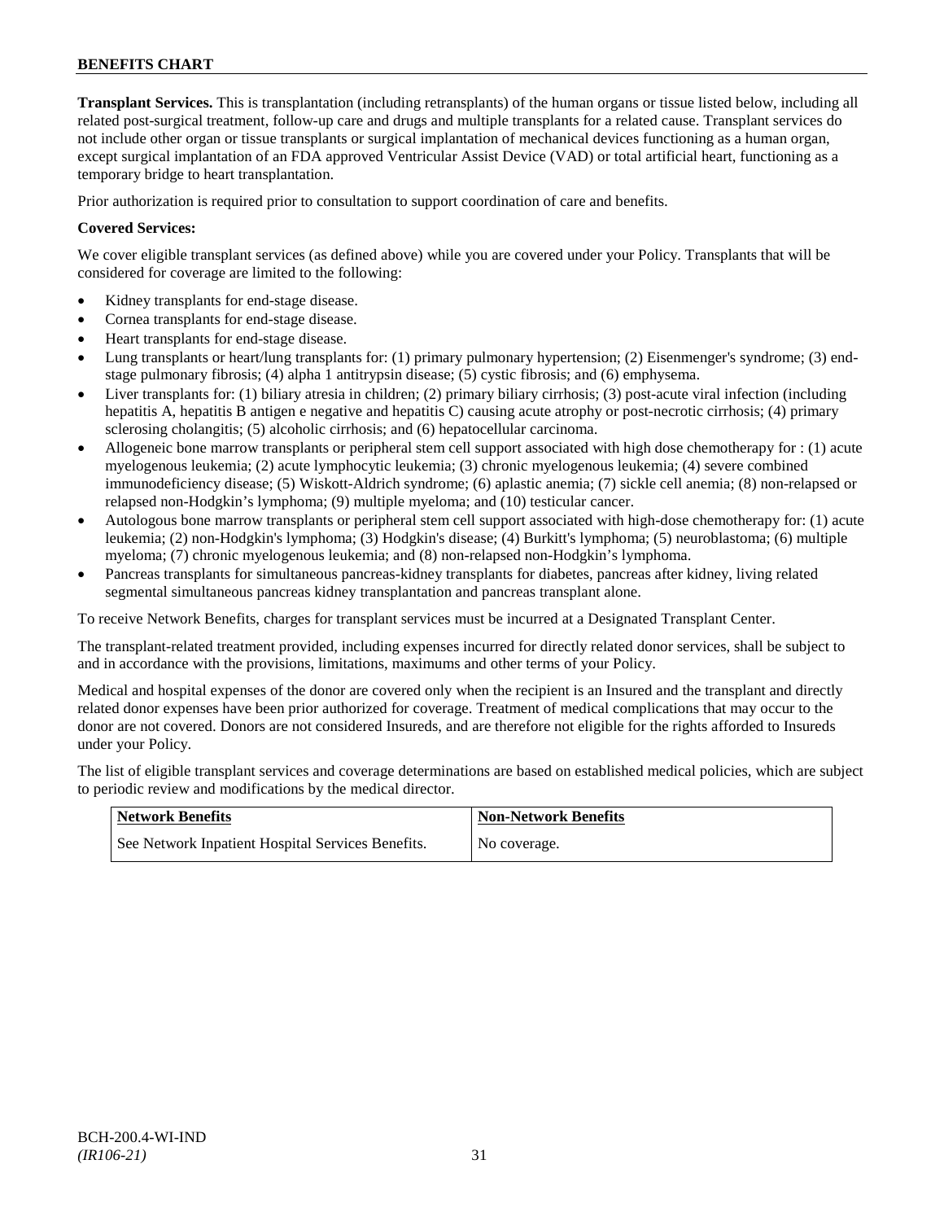**Transplant Services.** This is transplantation (including retransplants) of the human organs or tissue listed below, including all related post-surgical treatment, follow-up care and drugs and multiple transplants for a related cause. Transplant services do not include other organ or tissue transplants or surgical implantation of mechanical devices functioning as a human organ, except surgical implantation of an FDA approved Ventricular Assist Device (VAD) or total artificial heart, functioning as a temporary bridge to heart transplantation.

Prior authorization is required prior to consultation to support coordination of care and benefits.

**Covered Services:**

We cover eligible transplant services (as defined above) while you are covered under your Policy. Transplants that will be considered for coverage are limited to the following:

- Kidney transplants for end-stage disease.
- Cornea transplants for end-stage disease.
- Heart transplants for end-stage disease.
- Lung transplants or heart/lung transplants for: (1) primary pulmonary hypertension; (2) Eisenmenger's syndrome; (3) end-stage pulmonary fibrosis; (4) alpha 1 antitrypsin disease; (5) cystic fibrosis; and (6) emphysema.
- Liver transplants for: (1) biliary atresia in children; (2) primary biliary cirrhosis; (3) post-acute viral infection (including hepatitis A, hepatitis B antigen e negative and hepatitis C) causing acute atrophy or post-necrotic cirrhosis; (4) primary sclerosing cholangitis; (5) alcoholic cirrhosis; and (6) hepatocellular carcinoma.
- Allogeneic bone marrow transplants or peripheral stem cell support associated with high dose chemotherapy for : (1) acute myelogenous leukemia; (2) acute lymphocytic leukemia; (3) chronic myelogenous leukemia; (4) severe combined immunodeficiency disease; (5) Wiskott-Aldrich syndrome; (6) aplastic anemia; (7) sickle cell anemia; (8) non-relapsed or relapsed non-Hodgkin's lymphoma; (9) multiple myeloma; and (10) testicular cancer.
- Autologous bone marrow transplants or peripheral stem cell support associated with high-dose chemotherapy for: (1) acute leukemia; (2) non-Hodgkin's lymphoma; (3) Hodgkin's disease; (4) Burkitt's lymphoma; (5) neuroblastoma; (6) multiple myeloma; (7) chronic myelogenous leukemia; and (8) non-relapsed non-Hodgkin's lymphoma.
- Pancreas transplants for simultaneous pancreas-kidney transplants for diabetes, pancreas after kidney, living related segmental simultaneous pancreas kidney transplantation and pancreas transplant alone.

To receive Network Benefits, charges for transplant services must be incurred at a Designated Transplant Center.

The transplant-related treatment provided, including expenses incurred for directly related donor services, shall be subject to and in accordance with the provisions, limitations, maximums and other terms of your Policy.

Medical and hospital expenses of the donor are covered only when the recipient is an Insured and the transplant and directly related donor expenses have been prior authorized for coverage. Treatment of medical complications that may occur to the donor are not covered. Donors are not considered Insureds, and are therefore not eligible for the rights afforded to Insureds under your Policy.

The list of eligible transplant services and coverage determinations are based on established medical policies, which are subject to periodic review and modifications by the medical director.

| Network Benefits | Non-Network Benefits |
| --- | --- |
| See Network Inpatient Hospital Services Benefits. | No coverage. |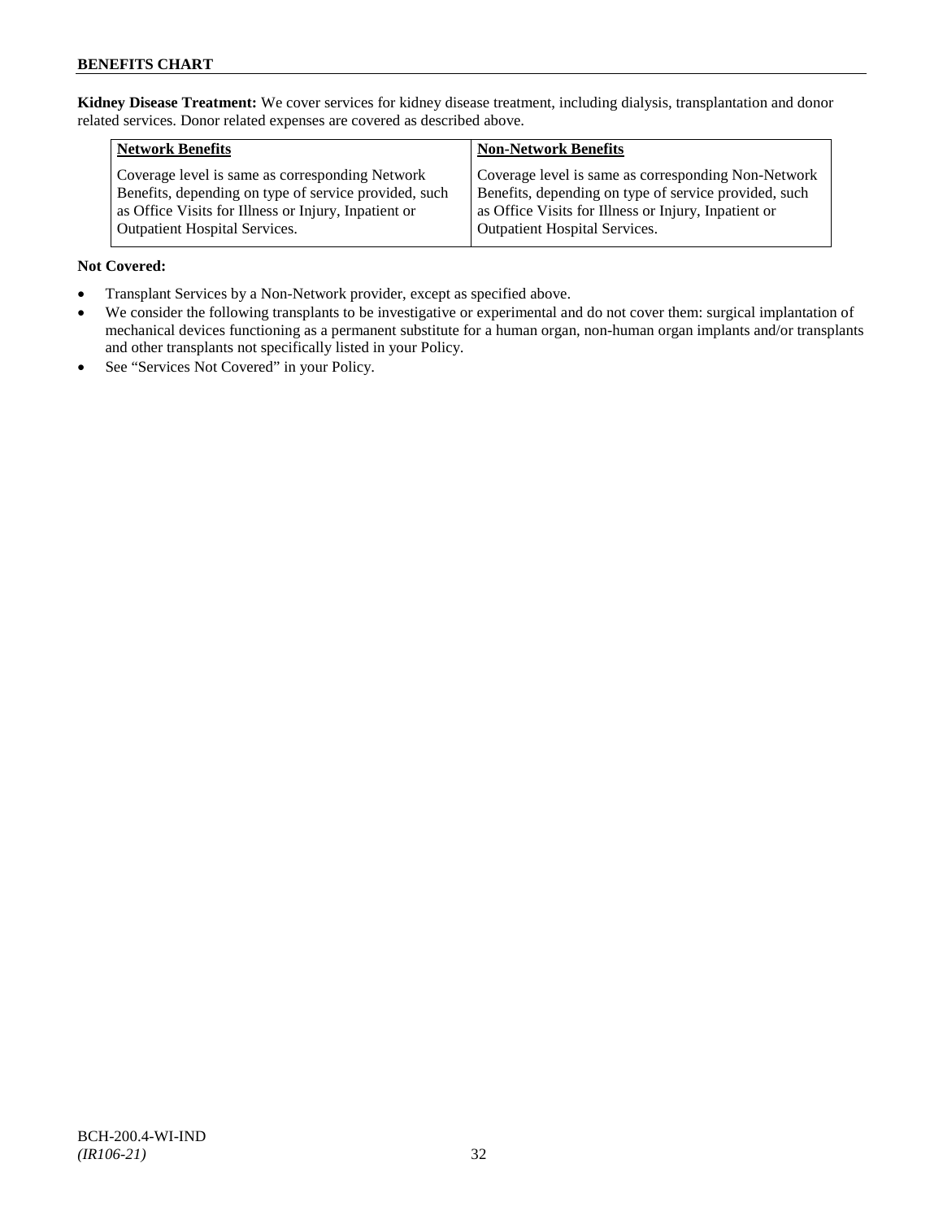**Kidney Disease Treatment:** We cover services for kidney disease treatment, including dialysis, transplantation and donor related services. Donor related expenses are covered as described above.

| Network Benefits | Non-Network Benefits |
|---|---|
| Coverage level is same as corresponding Network Benefits, depending on type of service provided, such as Office Visits for Illness or Injury, Inpatient or Outpatient Hospital Services. | Coverage level is same as corresponding Non-Network Benefits, depending on type of service provided, such as Office Visits for Illness or Injury, Inpatient or Outpatient Hospital Services. |

**Not Covered:**

- Transplant Services by a Non-Network provider, except as specified above.
- We consider the following transplants to be investigative or experimental and do not cover them: surgical implantation of mechanical devices functioning as a permanent substitute for a human organ, non-human organ implants and/or transplants and other transplants not specifically listed in your Policy.
- See "Services Not Covered" in your Policy.

BCH-200.4-WI-IND
*(IR106-21)*